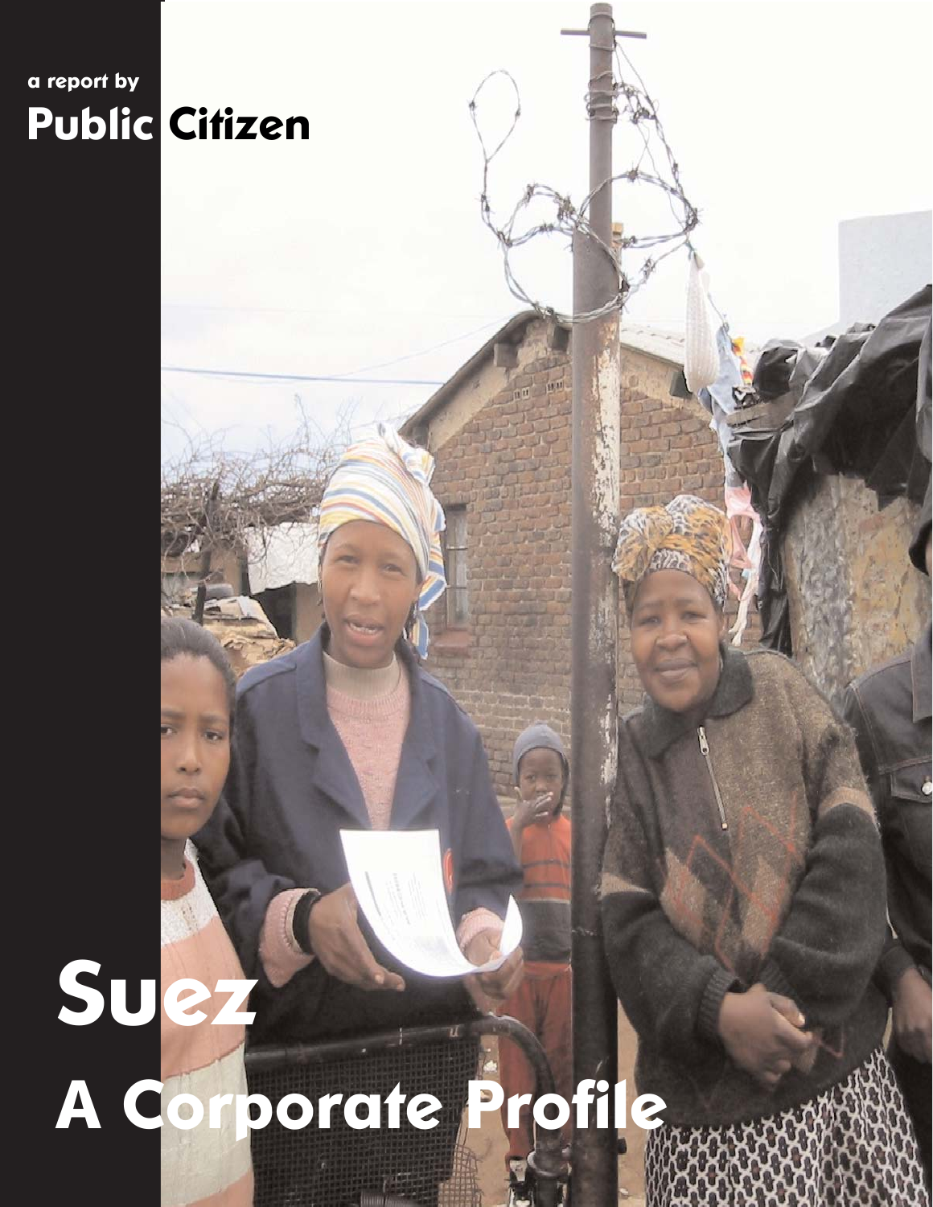a report by

**Public Citizen**

# Suez

# A Corporate Profile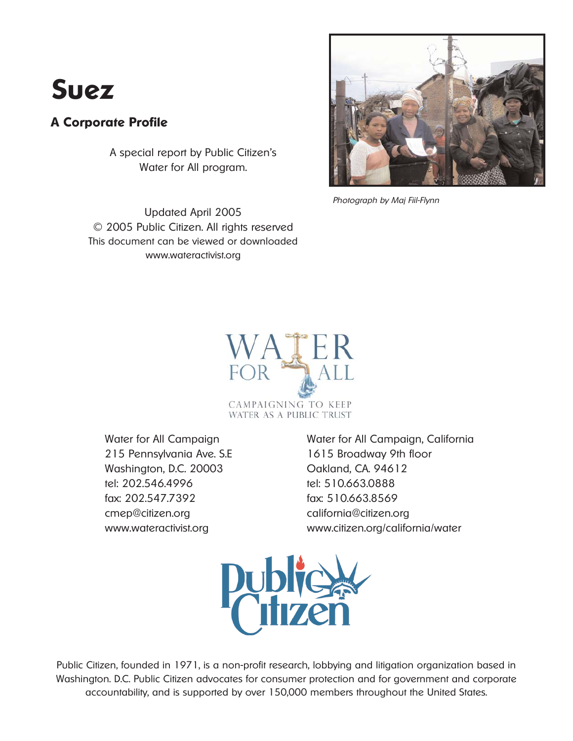# Suez

## A Corporate Profile

A special report by Public Citizen's Water for All program.

*Photograph by Maj Fiil-Flynn*

Updated April 2005
© 2005 Public Citizen. All rights reserved
This document can be viewed or downloaded
www.wateractivist.org

WATER FOR ALL
CAMPAIGNING TO KEEP WATER AS A PUBLIC TRUST

Water for All Campaign
215 Pennsylvania Ave. S.E
Washington, D.C. 20003
tel: 202.546.4996
fax: 202.547.7392
cmep@citizen.org
www.wateractivist.org

Water for All Campaign, California
1615 Broadway 9th floor
Oakland, CA. 94612
tel: 510.663.0888
fax: 510.663.8569
california@citizen.org
www.citizen.org/california/water

Public Citizen

Public Citizen, founded in 1971, is a non-profit research, lobbying and litigation organization based in Washington. D.C. Public Citizen advocates for consumer protection and for government and corporate accountability, and is supported by over 150,000 members throughout the United States.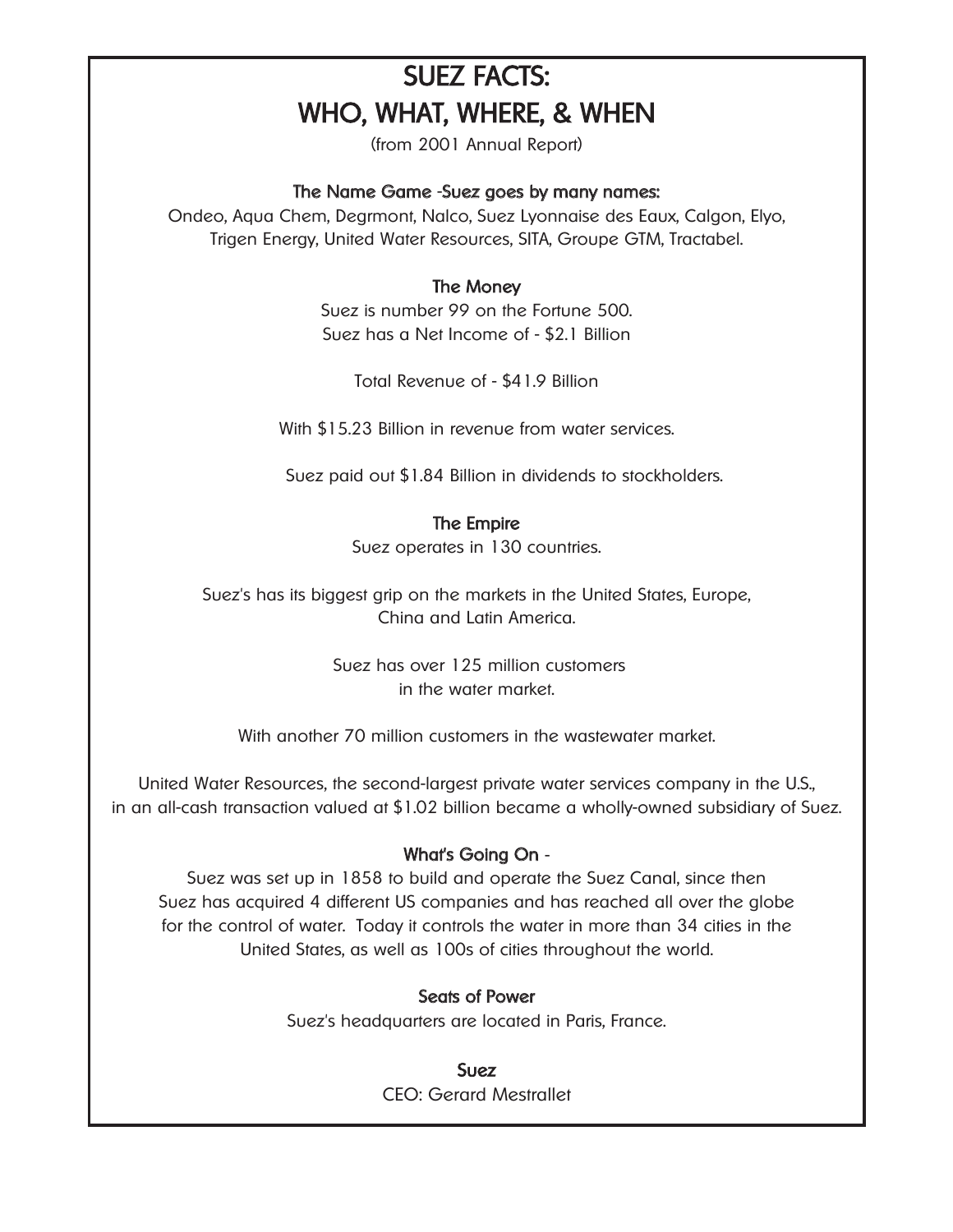# SUEZ FACTS:
# WHO, WHAT, WHERE, & WHEN

(from 2001 Annual Report)

### The Name Game -Suez goes by many names:

Ondeo, Aqua Chem, Degrmont, Nalco, Suez Lyonnaise des Eaux, Calgon, Elyo, Trigen Energy, United Water Resources, SITA, Groupe GTM, Tractabel.

### The Money

Suez is number 99 on the Fortune 500.
Suez has a Net Income of - $2.1 Billion

Total Revenue of - $41.9 Billion

With $15.23 Billion in revenue from water services.

Suez paid out $1.84 Billion in dividends to stockholders.

### The Empire

Suez operates in 130 countries.

Suez's has its biggest grip on the markets in the United States, Europe, China and Latin America.

Suez has over 125 million customers in the water market.

With another 70 million customers in the wastewater market.

United Water Resources, the second-largest private water services company in the U.S., in an all-cash transaction valued at $1.02 billion became a wholly-owned subsidiary of Suez.

### What's Going On -

Suez was set up in 1858 to build and operate the Suez Canal, since then Suez has acquired 4 different US companies and has reached all over the globe for the control of water. Today it controls the water in more than 34 cities in the United States, as well as 100s of cities throughout the world.

### Seats of Power

Suez's headquarters are located in Paris, France.

### Suez

CEO: Gerard Mestrallet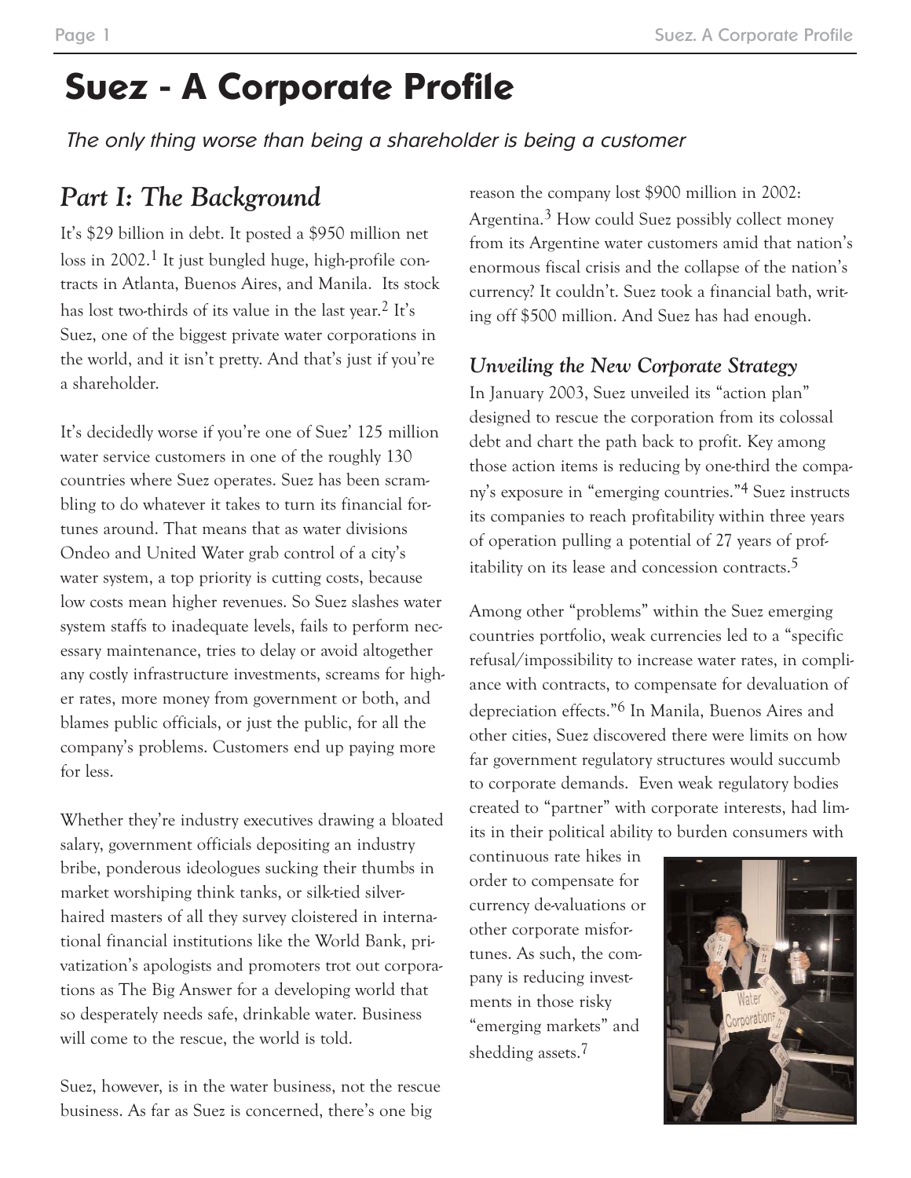# Suez - A Corporate Profile

*The only thing worse than being a shareholder is being a customer*

## *Part I: The Background*

It's $29 billion in debt. It posted a $950 million net loss in 2002.[1] It just bungled huge, high-profile contracts in Atlanta, Buenos Aires, and Manila. Its stock has lost two-thirds of its value in the last year.[2] It's Suez, one of the biggest private water corporations in the world, and it isn't pretty. And that's just if you're a shareholder.

It's decidedly worse if you're one of Suez' 125 million water service customers in one of the roughly 130 countries where Suez operates. Suez has been scrambling to do whatever it takes to turn its financial fortunes around. That means that as water divisions Ondeo and United Water grab control of a city's water system, a top priority is cutting costs, because low costs mean higher revenues. So Suez slashes water system staffs to inadequate levels, fails to perform necessary maintenance, tries to delay or avoid altogether any costly infrastructure investments, screams for higher rates, more money from government or both, and blames public officials, or just the public, for all the company's problems. Customers end up paying more for less.

Whether they're industry executives drawing a bloated salary, government officials depositing an industry bribe, ponderous ideologues sucking their thumbs in market worshiping think tanks, or silk-tied silver-haired masters of all they survey cloistered in international financial institutions like the World Bank, privatization's apologists and promoters trot out corporations as The Big Answer for a developing world that so desperately needs safe, drinkable water. Business will come to the rescue, the world is told.

Suez, however, is in the water business, not the rescue business. As far as Suez is concerned, there's one big reason the company lost $900 million in 2002: Argentina.[3] How could Suez possibly collect money from its Argentine water customers amid that nation's enormous fiscal crisis and the collapse of the nation's currency? It couldn't. Suez took a financial bath, writing off $500 million. And Suez has had enough.

### *Unveiling the New Corporate Strategy*

In January 2003, Suez unveiled its "action plan" designed to rescue the corporation from its colossal debt and chart the path back to profit. Key among those action items is reducing by one-third the company's exposure in "emerging countries."[4] Suez instructs its companies to reach profitability within three years of operation pulling a potential of 27 years of profitability on its lease and concession contracts.[5]

Among other "problems" within the Suez emerging countries portfolio, weak currencies led to a "specific refusal/impossibility to increase water rates, in compliance with contracts, to compensate for devaluation of depreciation effects."[6] In Manila, Buenos Aires and other cities, Suez discovered there were limits on how far government regulatory structures would succumb to corporate demands. Even weak regulatory bodies created to "partner" with corporate interests, had limits in their political ability to burden consumers with continuous rate hikes in order to compensate for currency de-valuations or other corporate misfortunes. As such, the company is reducing investments in those risky "emerging markets" and shedding assets.[7]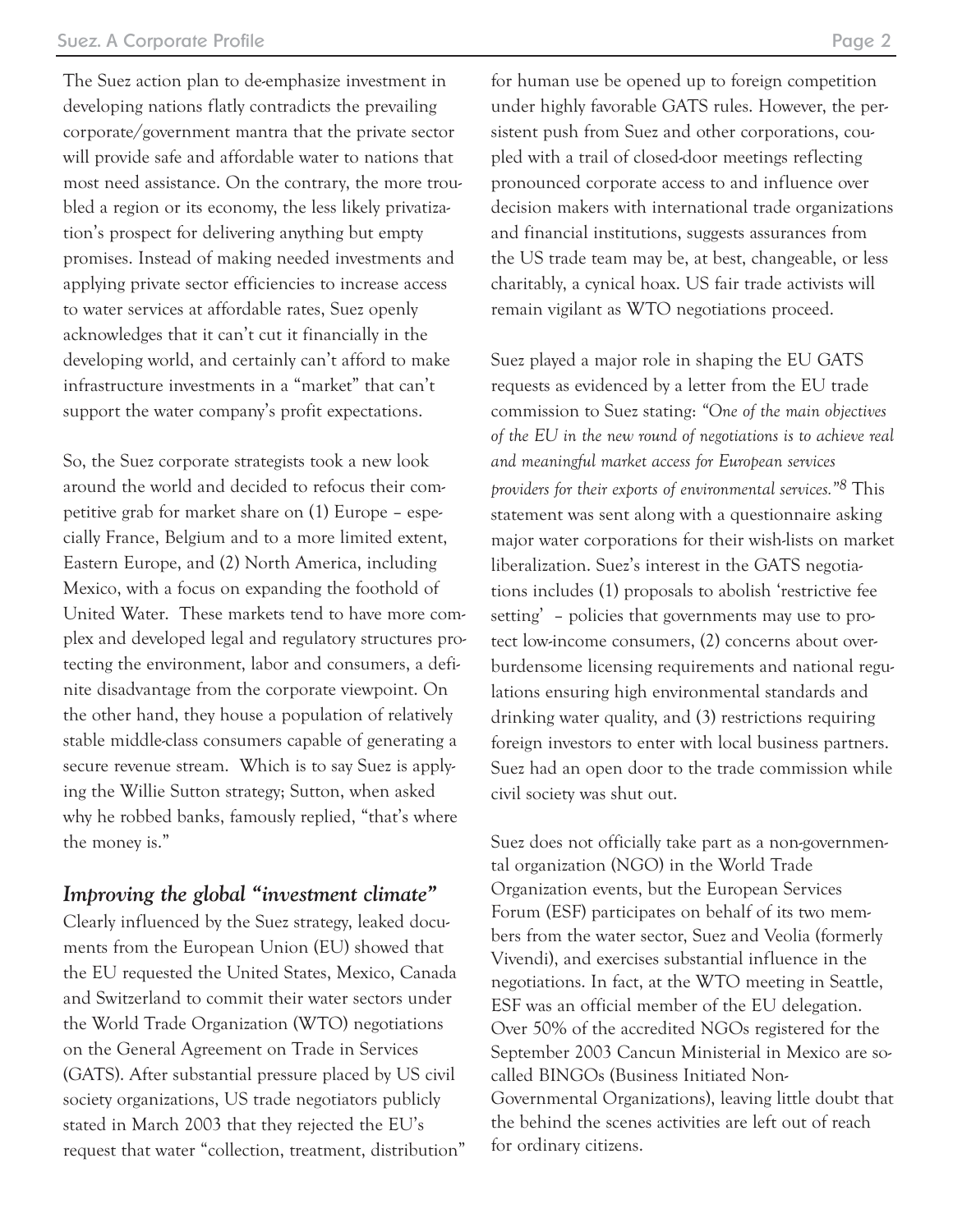The Suez action plan to de-emphasize investment in developing nations flatly contradicts the prevailing corporate/government mantra that the private sector will provide safe and affordable water to nations that most need assistance. On the contrary, the more troubled a region or its economy, the less likely privatization's prospect for delivering anything but empty promises. Instead of making needed investments and applying private sector efficiencies to increase access to water services at affordable rates, Suez openly acknowledges that it can't cut it financially in the developing world, and certainly can't afford to make infrastructure investments in a "market" that can't support the water company's profit expectations.

So, the Suez corporate strategists took a new look around the world and decided to refocus their competitive grab for market share on (1) Europe – especially France, Belgium and to a more limited extent, Eastern Europe, and (2) North America, including Mexico, with a focus on expanding the foothold of United Water. These markets tend to have more complex and developed legal and regulatory structures protecting the environment, labor and consumers, a definite disadvantage from the corporate viewpoint. On the other hand, they house a population of relatively stable middle-class consumers capable of generating a secure revenue stream. Which is to say Suez is applying the Willie Sutton strategy; Sutton, when asked why he robbed banks, famously replied, "that's where the money is."

### *Improving the global "investment climate"*

Clearly influenced by the Suez strategy, leaked documents from the European Union (EU) showed that the EU requested the United States, Mexico, Canada and Switzerland to commit their water sectors under the World Trade Organization (WTO) negotiations on the General Agreement on Trade in Services (GATS). After substantial pressure placed by US civil society organizations, US trade negotiators publicly stated in March 2003 that they rejected the EU's request that water "collection, treatment, distribution" for human use be opened up to foreign competition under highly favorable GATS rules. However, the persistent push from Suez and other corporations, coupled with a trail of closed-door meetings reflecting pronounced corporate access to and influence over decision makers with international trade organizations and financial institutions, suggests assurances from the US trade team may be, at best, changeable, or less charitably, a cynical hoax. US fair trade activists will remain vigilant as WTO negotiations proceed.

Suez played a major role in shaping the EU GATS requests as evidenced by a letter from the EU trade commission to Suez stating: *"One of the main objectives of the EU in the new round of negotiations is to achieve real and meaningful market access for European services providers for their exports of environmental services."*[8] This statement was sent along with a questionnaire asking major water corporations for their wish-lists on market liberalization. Suez's interest in the GATS negotiations includes (1) proposals to abolish 'restrictive fee setting' – policies that governments may use to protect low-income consumers, (2) concerns about overburdensome licensing requirements and national regulations ensuring high environmental standards and drinking water quality, and (3) restrictions requiring foreign investors to enter with local business partners. Suez had an open door to the trade commission while civil society was shut out.

Suez does not officially take part as a non-governmental organization (NGO) in the World Trade Organization events, but the European Services Forum (ESF) participates on behalf of its two members from the water sector, Suez and Veolia (formerly Vivendi), and exercises substantial influence in the negotiations. In fact, at the WTO meeting in Seattle, ESF was an official member of the EU delegation. Over 50% of the accredited NGOs registered for the September 2003 Cancun Ministerial in Mexico are so-called BINGOs (Business Initiated Non-Governmental Organizations), leaving little doubt that the behind the scenes activities are left out of reach for ordinary citizens.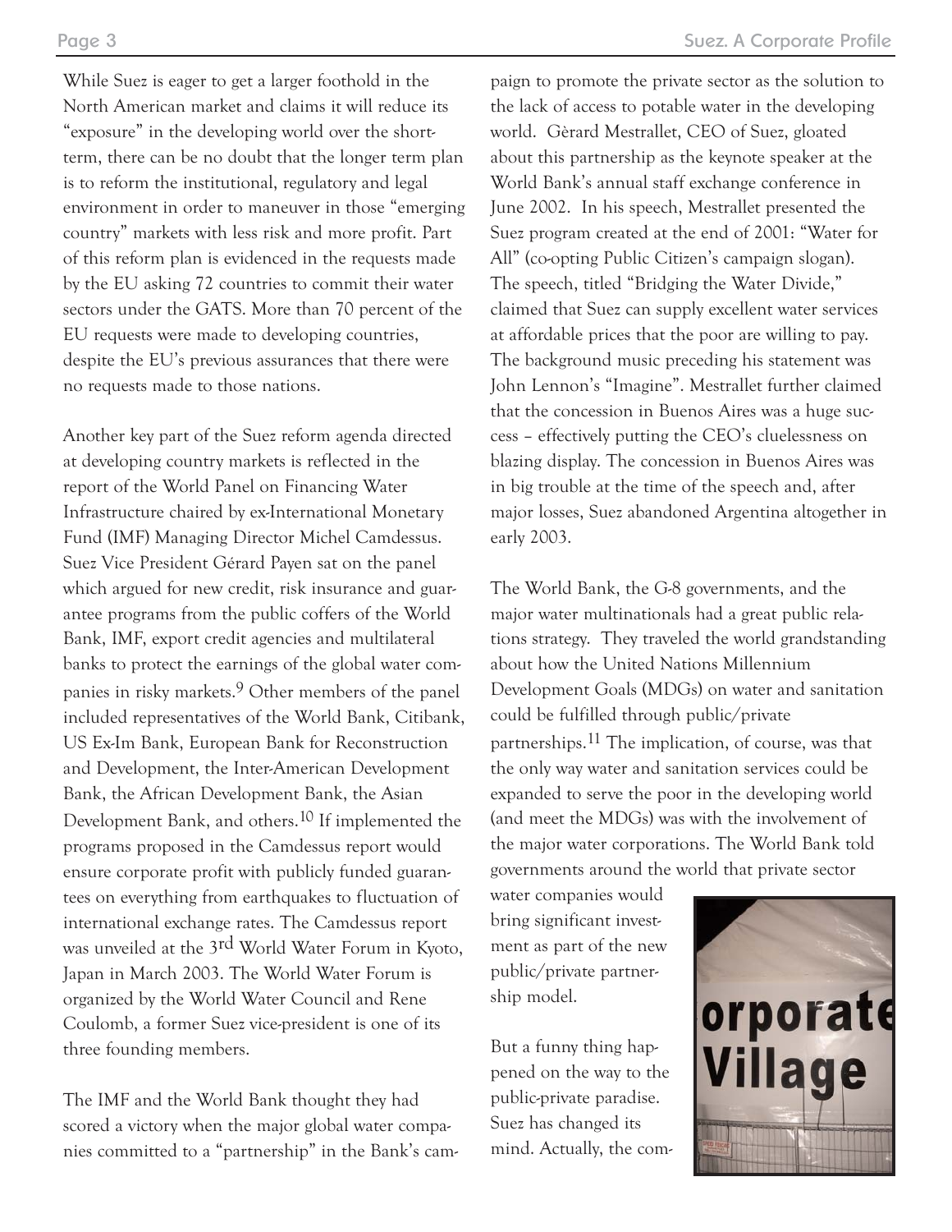While Suez is eager to get a larger foothold in the North American market and claims it will reduce its "exposure" in the developing world over the short-term, there can be no doubt that the longer term plan is to reform the institutional, regulatory and legal environment in order to maneuver in those "emerging country" markets with less risk and more profit. Part of this reform plan is evidenced in the requests made by the EU asking 72 countries to commit their water sectors under the GATS. More than 70 percent of the EU requests were made to developing countries, despite the EU's previous assurances that there were no requests made to those nations.

Another key part of the Suez reform agenda directed at developing country markets is reflected in the report of the World Panel on Financing Water Infrastructure chaired by ex-International Monetary Fund (IMF) Managing Director Michel Camdessus. Suez Vice President Gérard Payen sat on the panel which argued for new credit, risk insurance and guarantee programs from the public coffers of the World Bank, IMF, export credit agencies and multilateral banks to protect the earnings of the global water companies in risky markets.[9] Other members of the panel included representatives of the World Bank, Citibank, US Ex-Im Bank, European Bank for Reconstruction and Development, the Inter-American Development Bank, the African Development Bank, the Asian Development Bank, and others.[10] If implemented the programs proposed in the Camdessus report would ensure corporate profit with publicly funded guarantees on everything from earthquakes to fluctuation of international exchange rates. The Camdessus report was unveiled at the 3rd World Water Forum in Kyoto, Japan in March 2003. The World Water Forum is organized by the World Water Council and Rene Coulomb, a former Suez vice-president is one of its three founding members.

The IMF and the World Bank thought they had scored a victory when the major global water companies committed to a "partnership" in the Bank's campaign to promote the private sector as the solution to the lack of access to potable water in the developing world. Gèrard Mestrallet, CEO of Suez, gloated about this partnership as the keynote speaker at the World Bank's annual staff exchange conference in June 2002. In his speech, Mestrallet presented the Suez program created at the end of 2001: "Water for All" (co-opting Public Citizen's campaign slogan). The speech, titled "Bridging the Water Divide," claimed that Suez can supply excellent water services at affordable prices that the poor are willing to pay. The background music preceding his statement was John Lennon's "Imagine". Mestrallet further claimed that the concession in Buenos Aires was a huge success – effectively putting the CEO's cluelessness on blazing display. The concession in Buenos Aires was in big trouble at the time of the speech and, after major losses, Suez abandoned Argentina altogether in early 2003.

The World Bank, the G-8 governments, and the major water multinationals had a great public relations strategy. They traveled the world grandstanding about how the United Nations Millennium Development Goals (MDGs) on water and sanitation could be fulfilled through public/private partnerships.[11] The implication, of course, was that the only way water and sanitation services could be expanded to serve the poor in the developing world (and meet the MDGs) was with the involvement of the major water corporations. The World Bank told governments around the world that private sector water companies would bring significant investment as part of the new public/private partnership model.

But a funny thing happened on the way to the public-private paradise. Suez has changed its mind. Actually, the com-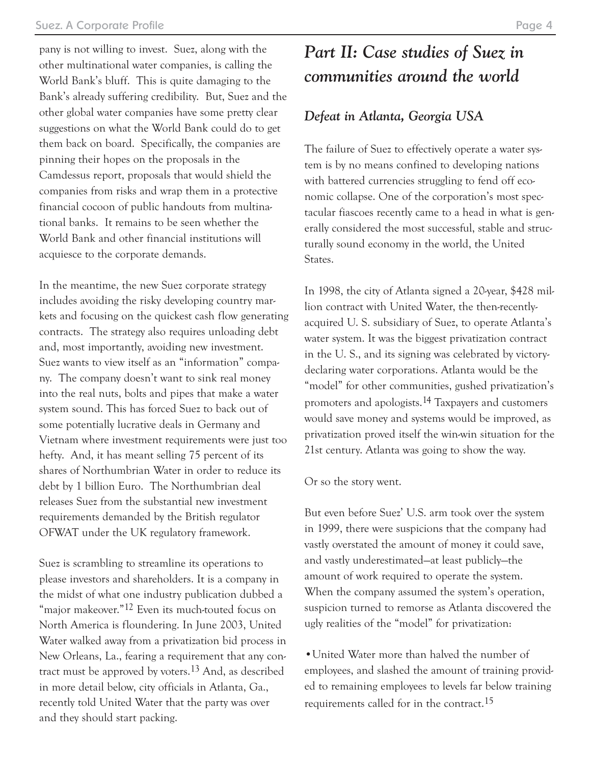pany is not willing to invest. Suez, along with the other multinational water companies, is calling the World Bank's bluff. This is quite damaging to the Bank's already suffering credibility. But, Suez and the other global water companies have some pretty clear suggestions on what the World Bank could do to get them back on board. Specifically, the companies are pinning their hopes on the proposals in the Camdessus report, proposals that would shield the companies from risks and wrap them in a protective financial cocoon of public handouts from multinational banks. It remains to be seen whether the World Bank and other financial institutions will acquiesce to the corporate demands.

In the meantime, the new Suez corporate strategy includes avoiding the risky developing country markets and focusing on the quickest cash flow generating contracts. The strategy also requires unloading debt and, most importantly, avoiding new investment. Suez wants to view itself as an "information" company. The company doesn't want to sink real money into the real nuts, bolts and pipes that make a water system sound. This has forced Suez to back out of some potentially lucrative deals in Germany and Vietnam where investment requirements were just too hefty. And, it has meant selling 75 percent of its shares of Northumbrian Water in order to reduce its debt by 1 billion Euro. The Northumbrian deal releases Suez from the substantial new investment requirements demanded by the British regulator OFWAT under the UK regulatory framework.

Suez is scrambling to streamline its operations to please investors and shareholders. It is a company in the midst of what one industry publication dubbed a "major makeover."[12] Even its much-touted focus on North America is floundering. In June 2003, United Water walked away from a privatization bid process in New Orleans, La., fearing a requirement that any contract must be approved by voters.[13] And, as described in more detail below, city officials in Atlanta, Ga., recently told United Water that the party was over and they should start packing.

# *Part II: Case studies of Suez in communities around the world*

## *Defeat in Atlanta, Georgia USA*

The failure of Suez to effectively operate a water system is by no means confined to developing nations with battered currencies struggling to fend off economic collapse. One of the corporation's most spectacular fiascoes recently came to a head in what is generally considered the most successful, stable and structurally sound economy in the world, the United States.

In 1998, the city of Atlanta signed a 20-year, $428 million contract with United Water, the then-recently-acquired U. S. subsidiary of Suez, to operate Atlanta's water system. It was the biggest privatization contract in the U. S., and its signing was celebrated by victory-declaring water corporations. Atlanta would be the "model" for other communities, gushed privatization's promoters and apologists.[14] Taxpayers and customers would save money and systems would be improved, as privatization proved itself the win-win situation for the 21st century. Atlanta was going to show the way.

Or so the story went.

But even before Suez' U.S. arm took over the system in 1999, there were suspicions that the company had vastly overstated the amount of money it could save, and vastly underestimated—at least publicly—the amount of work required to operate the system. When the company assumed the system's operation, suspicion turned to remorse as Atlanta discovered the ugly realities of the "model" for privatization:

- United Water more than halved the number of employees, and slashed the amount of training provided to remaining employees to levels far below training requirements called for in the contract.[15]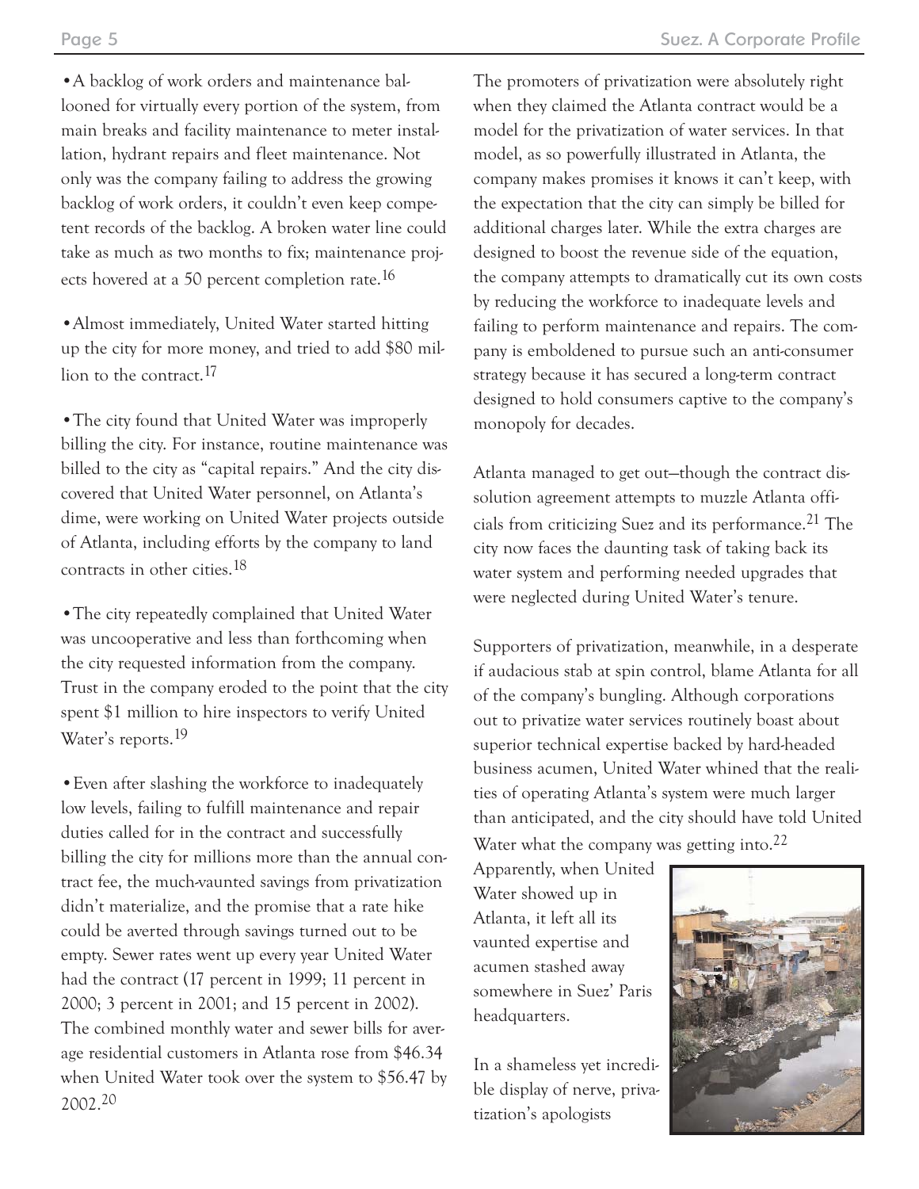• A backlog of work orders and maintenance ballooned for virtually every portion of the system, from main breaks and facility maintenance to meter installation, hydrant repairs and fleet maintenance. Not only was the company failing to address the growing backlog of work orders, it couldn't even keep competent records of the backlog. A broken water line could take as much as two months to fix; maintenance projects hovered at a 50 percent completion rate.[16]

• Almost immediately, United Water started hitting up the city for more money, and tried to add $80 million to the contract.[17]

• The city found that United Water was improperly billing the city. For instance, routine maintenance was billed to the city as "capital repairs." And the city discovered that United Water personnel, on Atlanta's dime, were working on United Water projects outside of Atlanta, including efforts by the company to land contracts in other cities.[18]

• The city repeatedly complained that United Water was uncooperative and less than forthcoming when the city requested information from the company. Trust in the company eroded to the point that the city spent $1 million to hire inspectors to verify United Water's reports.[19]

• Even after slashing the workforce to inadequately low levels, failing to fulfill maintenance and repair duties called for in the contract and successfully billing the city for millions more than the annual contract fee, the much-vaunted savings from privatization didn't materialize, and the promise that a rate hike could be averted through savings turned out to be empty. Sewer rates went up every year United Water had the contract (17 percent in 1999; 11 percent in 2000; 3 percent in 2001; and 15 percent in 2002). The combined monthly water and sewer bills for average residential customers in Atlanta rose from $46.34 when United Water took over the system to $56.47 by 2002.[20]

The promoters of privatization were absolutely right when they claimed the Atlanta contract would be a model for the privatization of water services. In that model, as so powerfully illustrated in Atlanta, the company makes promises it knows it can't keep, with the expectation that the city can simply be billed for additional charges later. While the extra charges are designed to boost the revenue side of the equation, the company attempts to dramatically cut its own costs by reducing the workforce to inadequate levels and failing to perform maintenance and repairs. The company is emboldened to pursue such an anti-consumer strategy because it has secured a long-term contract designed to hold consumers captive to the company's monopoly for decades.

Atlanta managed to get out—though the contract dissolution agreement attempts to muzzle Atlanta officials from criticizing Suez and its performance.[21] The city now faces the daunting task of taking back its water system and performing needed upgrades that were neglected during United Water's tenure.

Supporters of privatization, meanwhile, in a desperate if audacious stab at spin control, blame Atlanta for all of the company's bungling. Although corporations out to privatize water services routinely boast about superior technical expertise backed by hard-headed business acumen, United Water whined that the realities of operating Atlanta's system were much larger than anticipated, and the city should have told United Water what the company was getting into.[22]

Apparently, when United Water showed up in Atlanta, it left all its vaunted expertise and acumen stashed away somewhere in Suez' Paris headquarters.

In a shameless yet incredible display of nerve, privatization's apologists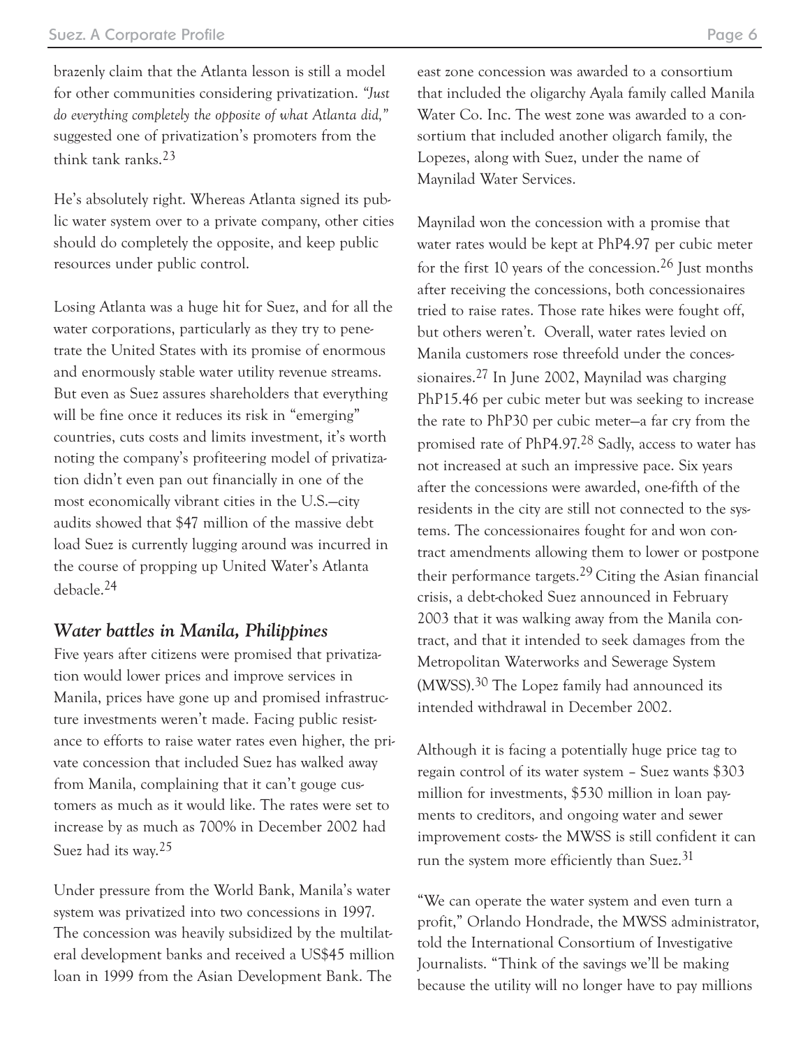brazenly claim that the Atlanta lesson is still a model for other communities considering privatization. *"Just do everything completely the opposite of what Atlanta did,"* suggested one of privatization's promoters from the think tank ranks.[23]

He's absolutely right. Whereas Atlanta signed its public water system over to a private company, other cities should do completely the opposite, and keep public resources under public control.

Losing Atlanta was a huge hit for Suez, and for all the water corporations, particularly as they try to penetrate the United States with its promise of enormous and enormously stable water utility revenue streams. But even as Suez assures shareholders that everything will be fine once it reduces its risk in "emerging" countries, cuts costs and limits investment, it's worth noting the company's profiteering model of privatization didn't even pan out financially in one of the most economically vibrant cities in the U.S.—city audits showed that $47 million of the massive debt load Suez is currently lugging around was incurred in the course of propping up United Water's Atlanta debacle.[24]

## *Water battles in Manila, Philippines*

Five years after citizens were promised that privatization would lower prices and improve services in Manila, prices have gone up and promised infrastructure investments weren't made. Facing public resistance to efforts to raise water rates even higher, the private concession that included Suez has walked away from Manila, complaining that it can't gouge customers as much as it would like. The rates were set to increase by as much as 700% in December 2002 had Suez had its way.[25]

Under pressure from the World Bank, Manila's water system was privatized into two concessions in 1997. The concession was heavily subsidized by the multilateral development banks and received a US$45 million loan in 1999 from the Asian Development Bank. The east zone concession was awarded to a consortium that included the oligarchy Ayala family called Manila Water Co. Inc. The west zone was awarded to a consortium that included another oligarch family, the Lopezes, along with Suez, under the name of Maynilad Water Services.

Maynilad won the concession with a promise that water rates would be kept at PhP4.97 per cubic meter for the first 10 years of the concession.[26] Just months after receiving the concessions, both concessionaires tried to raise rates. Those rate hikes were fought off, but others weren't. Overall, water rates levied on Manila customers rose threefold under the concessionaires.[27] In June 2002, Maynilad was charging PhP15.46 per cubic meter but was seeking to increase the rate to PhP30 per cubic meter—a far cry from the promised rate of PhP4.97.[28] Sadly, access to water has not increased at such an impressive pace. Six years after the concessions were awarded, one-fifth of the residents in the city are still not connected to the systems. The concessionaires fought for and won contract amendments allowing them to lower or postpone their performance targets.[29] Citing the Asian financial crisis, a debt-choked Suez announced in February 2003 that it was walking away from the Manila contract, and that it intended to seek damages from the Metropolitan Waterworks and Sewerage System (MWSS).[30] The Lopez family had announced its intended withdrawal in December 2002.

Although it is facing a potentially huge price tag to regain control of its water system – Suez wants $303 million for investments, $530 million in loan payments to creditors, and ongoing water and sewer improvement costs- the MWSS is still confident it can run the system more efficiently than Suez.[31]

"We can operate the water system and even turn a profit," Orlando Hondrade, the MWSS administrator, told the International Consortium of Investigative Journalists. "Think of the savings we'll be making because the utility will no longer have to pay millions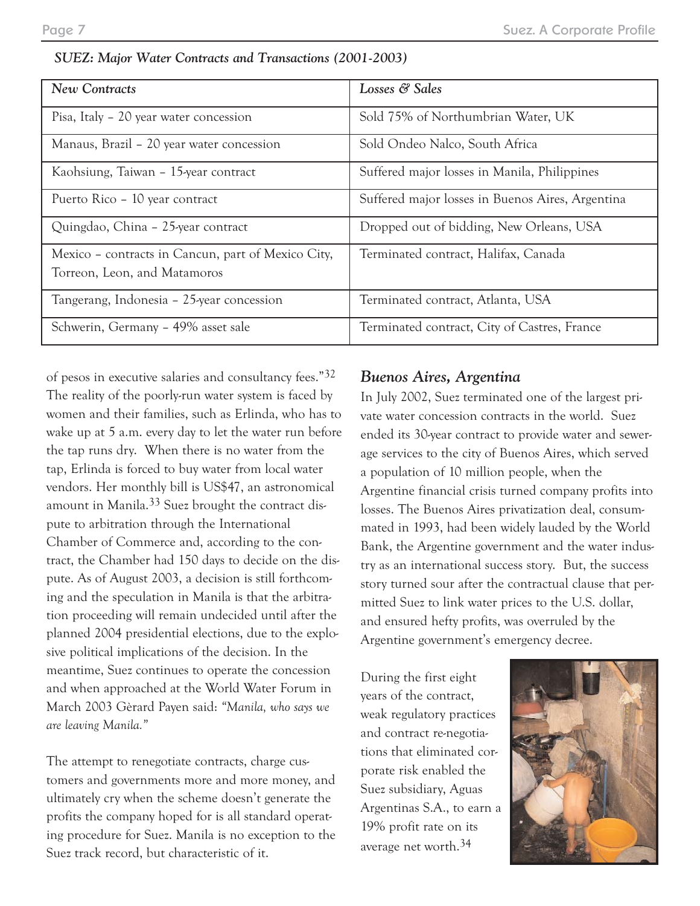*SUEZ: Major Water Contracts and Transactions (2001-2003)*

| *New Contracts* | *Losses & Sales* |
|---|---|
| Pisa, Italy – 20 year water concession | Sold 75% of Northumbrian Water, UK |
| Manaus, Brazil – 20 year water concession | Sold Ondeo Nalco, South Africa |
| Kaohsiung, Taiwan – 15-year contract | Suffered major losses in Manila, Philippines |
| Puerto Rico – 10 year contract | Suffered major losses in Buenos Aires, Argentina |
| Quingdao, China – 25-year contract | Dropped out of bidding, New Orleans, USA |
| Mexico – contracts in Cancun, part of Mexico City, Torreon, Leon, and Matamoros | Terminated contract, Halifax, Canada |
| Tangerang, Indonesia – 25-year concession | Terminated contract, Atlanta, USA |
| Schwerin, Germany – 49% asset sale | Terminated contract, City of Castres, France |

of pesos in executive salaries and consultancy fees."[32] The reality of the poorly-run water system is faced by women and their families, such as Erlinda, who has to wake up at 5 a.m. every day to let the water run before the tap runs dry. When there is no water from the tap, Erlinda is forced to buy water from local water vendors. Her monthly bill is US$47, an astronomical amount in Manila.[33] Suez brought the contract dispute to arbitration through the International Chamber of Commerce and, according to the contract, the Chamber had 150 days to decide on the dispute. As of August 2003, a decision is still forthcoming and the speculation in Manila is that the arbitration proceeding will remain undecided until after the planned 2004 presidential elections, due to the explosive political implications of the decision. In the meantime, Suez continues to operate the concession and when approached at the World Water Forum in March 2003 Gèrard Payen said: *"Manila, who says we are leaving Manila."*

The attempt to renegotiate contracts, charge customers and governments more and more money, and ultimately cry when the scheme doesn't generate the profits the company hoped for is all standard operating procedure for Suez. Manila is no exception to the Suez track record, but characteristic of it.

## *Buenos Aires, Argentina*

In July 2002, Suez terminated one of the largest private water concession contracts in the world. Suez ended its 30-year contract to provide water and sewerage services to the city of Buenos Aires, which served a population of 10 million people, when the Argentine financial crisis turned company profits into losses. The Buenos Aires privatization deal, consummated in 1993, had been widely lauded by the World Bank, the Argentine government and the water industry as an international success story. But, the success story turned sour after the contractual clause that permitted Suez to link water prices to the U.S. dollar, and ensured hefty profits, was overruled by the Argentine government's emergency decree.

During the first eight years of the contract, weak regulatory practices and contract re-negotiations that eliminated corporate risk enabled the Suez subsidiary, Aguas Argentinas S.A., to earn a 19% profit rate on its average net worth.[34]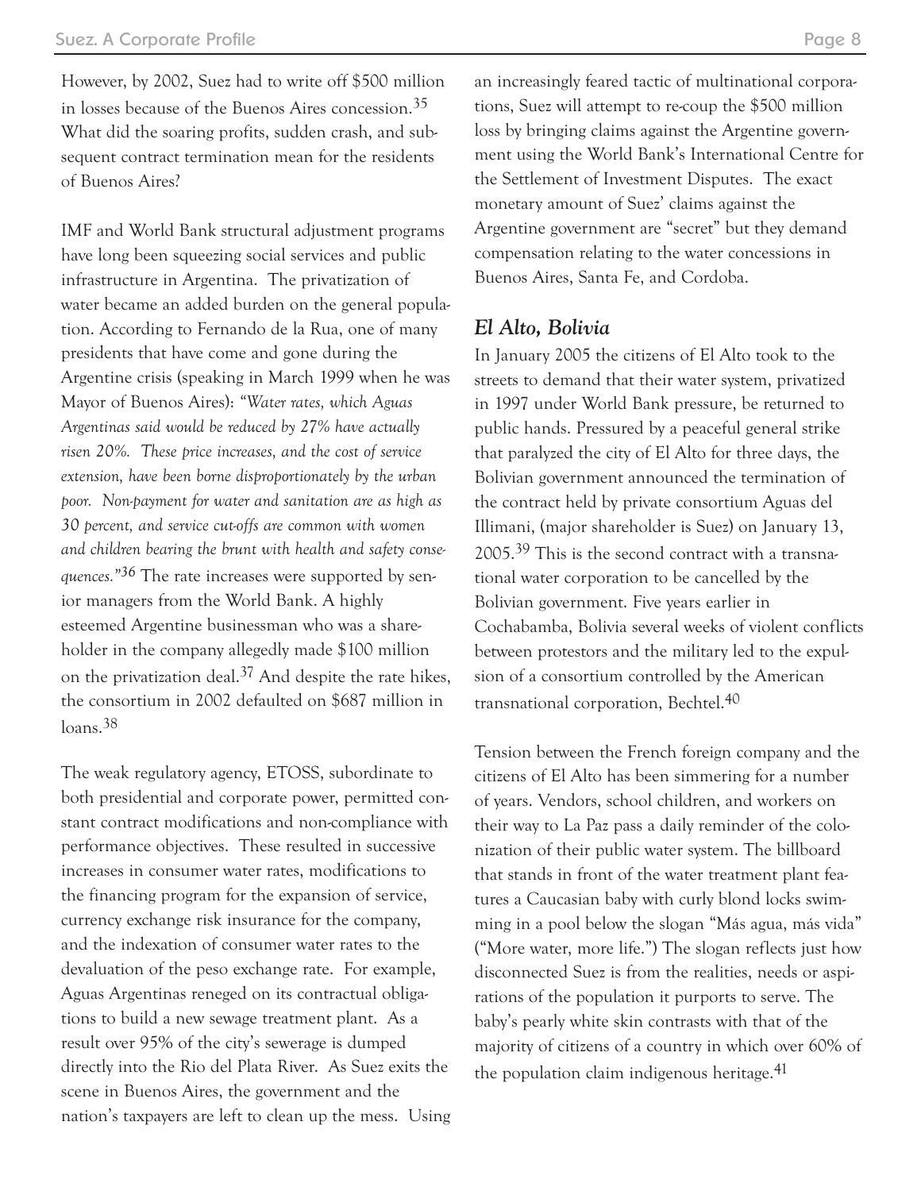However, by 2002, Suez had to write off $500 million in losses because of the Buenos Aires concession.[35] What did the soaring profits, sudden crash, and subsequent contract termination mean for the residents of Buenos Aires?

IMF and World Bank structural adjustment programs have long been squeezing social services and public infrastructure in Argentina. The privatization of water became an added burden on the general population. According to Fernando de la Rua, one of many presidents that have come and gone during the Argentine crisis (speaking in March 1999 when he was Mayor of Buenos Aires): *"Water rates, which Aguas Argentinas said would be reduced by 27% have actually risen 20%. These price increases, and the cost of service extension, have been borne disproportionately by the urban poor. Non-payment for water and sanitation are as high as 30 percent, and service cut-offs are common with women and children bearing the brunt with health and safety consequences."*[36] The rate increases were supported by senior managers from the World Bank. A highly esteemed Argentine businessman who was a shareholder in the company allegedly made $100 million on the privatization deal.[37] And despite the rate hikes, the consortium in 2002 defaulted on $687 million in loans.[38]

The weak regulatory agency, ETOSS, subordinate to both presidential and corporate power, permitted constant contract modifications and non-compliance with performance objectives. These resulted in successive increases in consumer water rates, modifications to the financing program for the expansion of service, currency exchange risk insurance for the company, and the indexation of consumer water rates to the devaluation of the peso exchange rate. For example, Aguas Argentinas reneged on its contractual obligations to build a new sewage treatment plant. As a result over 95% of the city's sewerage is dumped directly into the Rio del Plata River. As Suez exits the scene in Buenos Aires, the government and the nation's taxpayers are left to clean up the mess. Using an increasingly feared tactic of multinational corporations, Suez will attempt to re-coup the $500 million loss by bringing claims against the Argentine government using the World Bank's International Centre for the Settlement of Investment Disputes. The exact monetary amount of Suez' claims against the Argentine government are "secret" but they demand compensation relating to the water concessions in Buenos Aires, Santa Fe, and Cordoba.

### *El Alto, Bolivia*

In January 2005 the citizens of El Alto took to the streets to demand that their water system, privatized in 1997 under World Bank pressure, be returned to public hands. Pressured by a peaceful general strike that paralyzed the city of El Alto for three days, the Bolivian government announced the termination of the contract held by private consortium Aguas del Illimani, (major shareholder is Suez) on January 13, 2005.[39] This is the second contract with a transnational water corporation to be cancelled by the Bolivian government. Five years earlier in Cochabamba, Bolivia several weeks of violent conflicts between protestors and the military led to the expulsion of a consortium controlled by the American transnational corporation, Bechtel.[40]

Tension between the French foreign company and the citizens of El Alto has been simmering for a number of years. Vendors, school children, and workers on their way to La Paz pass a daily reminder of the colonization of their public water system. The billboard that stands in front of the water treatment plant features a Caucasian baby with curly blond locks swimming in a pool below the slogan "Más agua, más vida" ("More water, more life.") The slogan reflects just how disconnected Suez is from the realities, needs or aspirations of the population it purports to serve. The baby's pearly white skin contrasts with that of the majority of citizens of a country in which over 60% of the population claim indigenous heritage.[41]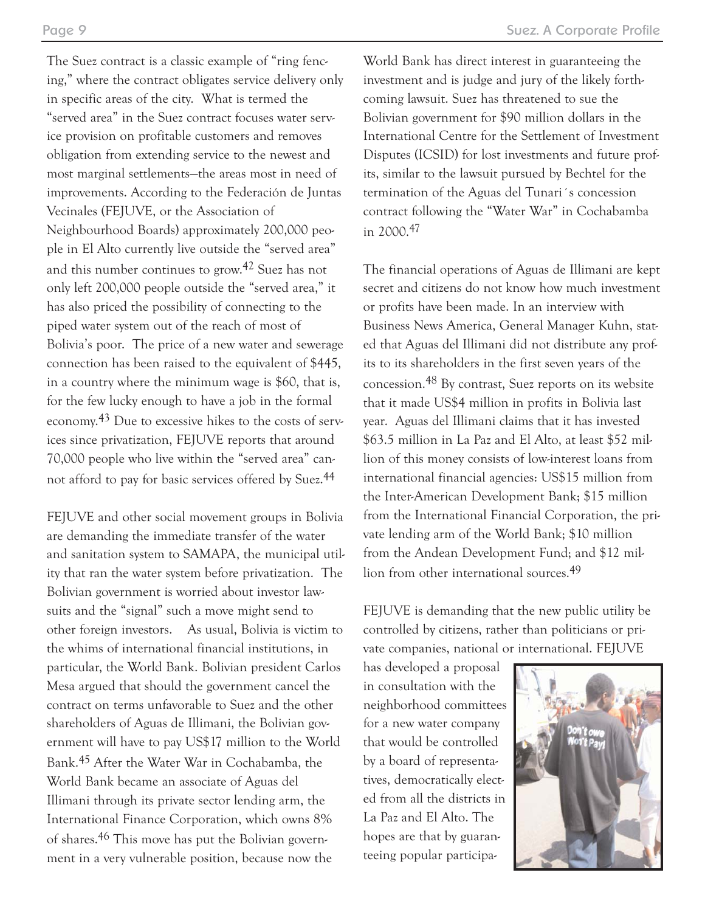The Suez contract is a classic example of "ring fencing," where the contract obligates service delivery only in specific areas of the city. What is termed the "served area" in the Suez contract focuses water service provision on profitable customers and removes obligation from extending service to the newest and most marginal settlements—the areas most in need of improvements. According to the Federación de Juntas Vecinales (FEJUVE, or the Association of Neighbourhood Boards) approximately 200,000 people in El Alto currently live outside the "served area" and this number continues to grow.[42] Suez has not only left 200,000 people outside the "served area," it has also priced the possibility of connecting to the piped water system out of the reach of most of Bolivia's poor. The price of a new water and sewerage connection has been raised to the equivalent of $445, in a country where the minimum wage is $60, that is, for the few lucky enough to have a job in the formal economy.[43] Due to excessive hikes to the costs of services since privatization, FEJUVE reports that around 70,000 people who live within the "served area" cannot afford to pay for basic services offered by Suez.[44]

FEJUVE and other social movement groups in Bolivia are demanding the immediate transfer of the water and sanitation system to SAMAPA, the municipal utility that ran the water system before privatization. The Bolivian government is worried about investor lawsuits and the "signal" such a move might send to other foreign investors. As usual, Bolivia is victim to the whims of international financial institutions, in particular, the World Bank. Bolivian president Carlos Mesa argued that should the government cancel the contract on terms unfavorable to Suez and the other shareholders of Aguas de Illimani, the Bolivian government will have to pay US$17 million to the World Bank.[45] After the Water War in Cochabamba, the World Bank became an associate of Aguas del Illimani through its private sector lending arm, the International Finance Corporation, which owns 8% of shares.[46] This move has put the Bolivian government in a very vulnerable position, because now the World Bank has direct interest in guaranteeing the investment and is judge and jury of the likely forthcoming lawsuit. Suez has threatened to sue the Bolivian government for $90 million dollars in the International Centre for the Settlement of Investment Disputes (ICSID) for lost investments and future profits, similar to the lawsuit pursued by Bechtel for the termination of the Aguas del Tunari´s concession contract following the "Water War" in Cochabamba in 2000.[47]

The financial operations of Aguas de Illimani are kept secret and citizens do not know how much investment or profits have been made. In an interview with Business News America, General Manager Kuhn, stated that Aguas del Illimani did not distribute any profits to its shareholders in the first seven years of the concession.[48] By contrast, Suez reports on its website that it made US$4 million in profits in Bolivia last year. Aguas del Illimani claims that it has invested $63.5 million in La Paz and El Alto, at least $52 million of this money consists of low-interest loans from international financial agencies: US$15 million from the Inter-American Development Bank; $15 million from the International Financial Corporation, the private lending arm of the World Bank; $10 million from the Andean Development Fund; and $12 million from other international sources.[49]

FEJUVE is demanding that the new public utility be controlled by citizens, rather than politicians or private companies, national or international. FEJUVE has developed a proposal in consultation with the neighborhood committees for a new water company that would be controlled by a board of representatives, democratically elected from all the districts in La Paz and El Alto. The hopes are that by guaranteeing popular participa-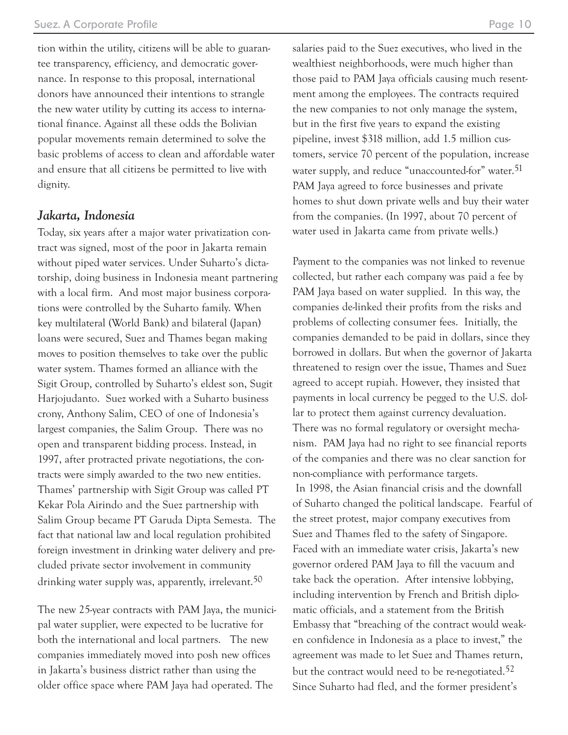tion within the utility, citizens will be able to guarantee transparency, efficiency, and democratic governance. In response to this proposal, international donors have announced their intentions to strangle the new water utility by cutting its access to international finance. Against all these odds the Bolivian popular movements remain determined to solve the basic problems of access to clean and affordable water and ensure that all citizens be permitted to live with dignity.

### *Jakarta, Indonesia*

Today, six years after a major water privatization contract was signed, most of the poor in Jakarta remain without piped water services. Under Suharto's dictatorship, doing business in Indonesia meant partnering with a local firm. And most major business corporations were controlled by the Suharto family. When key multilateral (World Bank) and bilateral (Japan) loans were secured, Suez and Thames began making moves to position themselves to take over the public water system. Thames formed an alliance with the Sigit Group, controlled by Suharto's eldest son, Sugit Harjojudanto. Suez worked with a Suharto business crony, Anthony Salim, CEO of one of Indonesia's largest companies, the Salim Group. There was no open and transparent bidding process. Instead, in 1997, after protracted private negotiations, the contracts were simply awarded to the two new entities. Thames' partnership with Sigit Group was called PT Kekar Pola Airindo and the Suez partnership with Salim Group became PT Garuda Dipta Semesta. The fact that national law and local regulation prohibited foreign investment in drinking water delivery and precluded private sector involvement in community drinking water supply was, apparently, irrelevant.[50]

The new 25-year contracts with PAM Jaya, the municipal water supplier, were expected to be lucrative for both the international and local partners. The new companies immediately moved into posh new offices in Jakarta's business district rather than using the older office space where PAM Jaya had operated. The salaries paid to the Suez executives, who lived in the wealthiest neighborhoods, were much higher than those paid to PAM Jaya officials causing much resentment among the employees. The contracts required the new companies to not only manage the system, but in the first five years to expand the existing pipeline, invest \$318 million, add 1.5 million customers, service 70 percent of the population, increase water supply, and reduce "unaccounted-for" water.[51] PAM Jaya agreed to force businesses and private homes to shut down private wells and buy their water from the companies. (In 1997, about 70 percent of water used in Jakarta came from private wells.)

Payment to the companies was not linked to revenue collected, but rather each company was paid a fee by PAM Jaya based on water supplied. In this way, the companies de-linked their profits from the risks and problems of collecting consumer fees. Initially, the companies demanded to be paid in dollars, since they borrowed in dollars. But when the governor of Jakarta threatened to resign over the issue, Thames and Suez agreed to accept rupiah. However, they insisted that payments in local currency be pegged to the U.S. dollar to protect them against currency devaluation. There was no formal regulatory or oversight mechanism. PAM Jaya had no right to see financial reports of the companies and there was no clear sanction for non-compliance with performance targets.

In 1998, the Asian financial crisis and the downfall of Suharto changed the political landscape. Fearful of the street protest, major company executives from Suez and Thames fled to the safety of Singapore. Faced with an immediate water crisis, Jakarta's new governor ordered PAM Jaya to fill the vacuum and take back the operation. After intensive lobbying, including intervention by French and British diplomatic officials, and a statement from the British Embassy that "breaching of the contract would weaken confidence in Indonesia as a place to invest," the agreement was made to let Suez and Thames return, but the contract would need to be re-negotiated.[52] Since Suharto had fled, and the former president's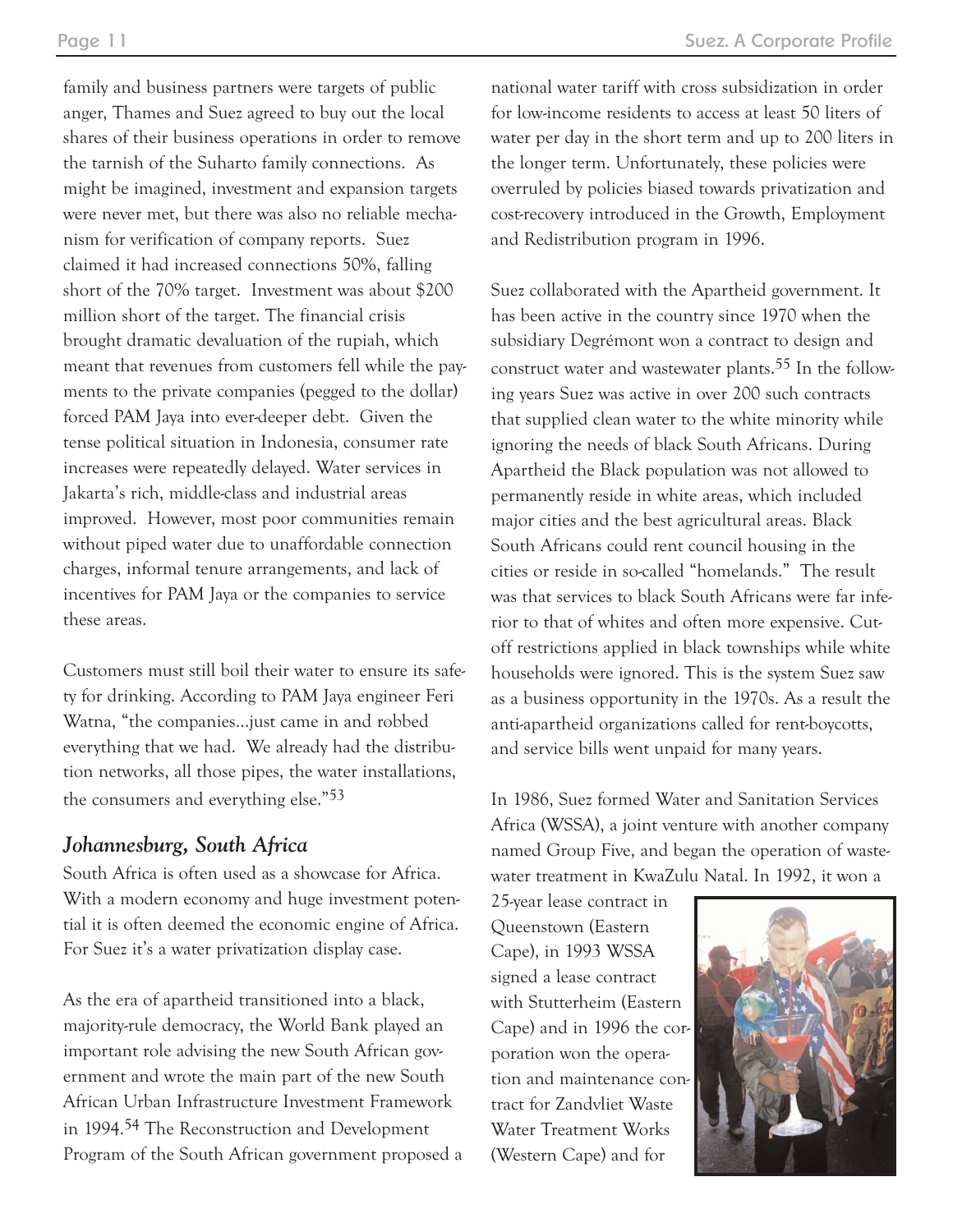family and business partners were targets of public anger, Thames and Suez agreed to buy out the local shares of their business operations in order to remove the tarnish of the Suharto family connections. As might be imagined, investment and expansion targets were never met, but there was also no reliable mechanism for verification of company reports. Suez claimed it had increased connections 50%, falling short of the 70% target. Investment was about $200 million short of the target. The financial crisis brought dramatic devaluation of the rupiah, which meant that revenues from customers fell while the payments to the private companies (pegged to the dollar) forced PAM Jaya into ever-deeper debt. Given the tense political situation in Indonesia, consumer rate increases were repeatedly delayed. Water services in Jakarta's rich, middle-class and industrial areas improved. However, most poor communities remain without piped water due to unaffordable connection charges, informal tenure arrangements, and lack of incentives for PAM Jaya or the companies to service these areas.

Customers must still boil their water to ensure its safety for drinking. According to PAM Jaya engineer Feri Watna, "the companies...just came in and robbed everything that we had. We already had the distribution networks, all those pipes, the water installations, the consumers and everything else."[53]

### *Johannesburg, South Africa*

South Africa is often used as a showcase for Africa. With a modern economy and huge investment potential it is often deemed the economic engine of Africa. For Suez it's a water privatization display case.

As the era of apartheid transitioned into a black, majority-rule democracy, the World Bank played an important role advising the new South African government and wrote the main part of the new South African Urban Infrastructure Investment Framework in 1994.[54] The Reconstruction and Development Program of the South African government proposed a national water tariff with cross subsidization in order for low-income residents to access at least 50 liters of water per day in the short term and up to 200 liters in the longer term. Unfortunately, these policies were overruled by policies biased towards privatization and cost-recovery introduced in the Growth, Employment and Redistribution program in 1996.

Suez collaborated with the Apartheid government. It has been active in the country since 1970 when the subsidiary Degrémont won a contract to design and construct water and wastewater plants.[55] In the following years Suez was active in over 200 such contracts that supplied clean water to the white minority while ignoring the needs of black South Africans. During Apartheid the Black population was not allowed to permanently reside in white areas, which included major cities and the best agricultural areas. Black South Africans could rent council housing in the cities or reside in so-called "homelands." The result was that services to black South Africans were far inferior to that of whites and often more expensive. Cut-off restrictions applied in black townships while white households were ignored. This is the system Suez saw as a business opportunity in the 1970s. As a result the anti-apartheid organizations called for rent-boycotts, and service bills went unpaid for many years.

In 1986, Suez formed Water and Sanitation Services Africa (WSSA), a joint venture with another company named Group Five, and began the operation of wastewater treatment in KwaZulu Natal. In 1992, it won a 25-year lease contract in Queenstown (Eastern Cape), in 1993 WSSA signed a lease contract with Stutterheim (Eastern Cape) and in 1996 the corporation won the operation and maintenance contract for Zandvliet Waste Water Treatment Works (Western Cape) and for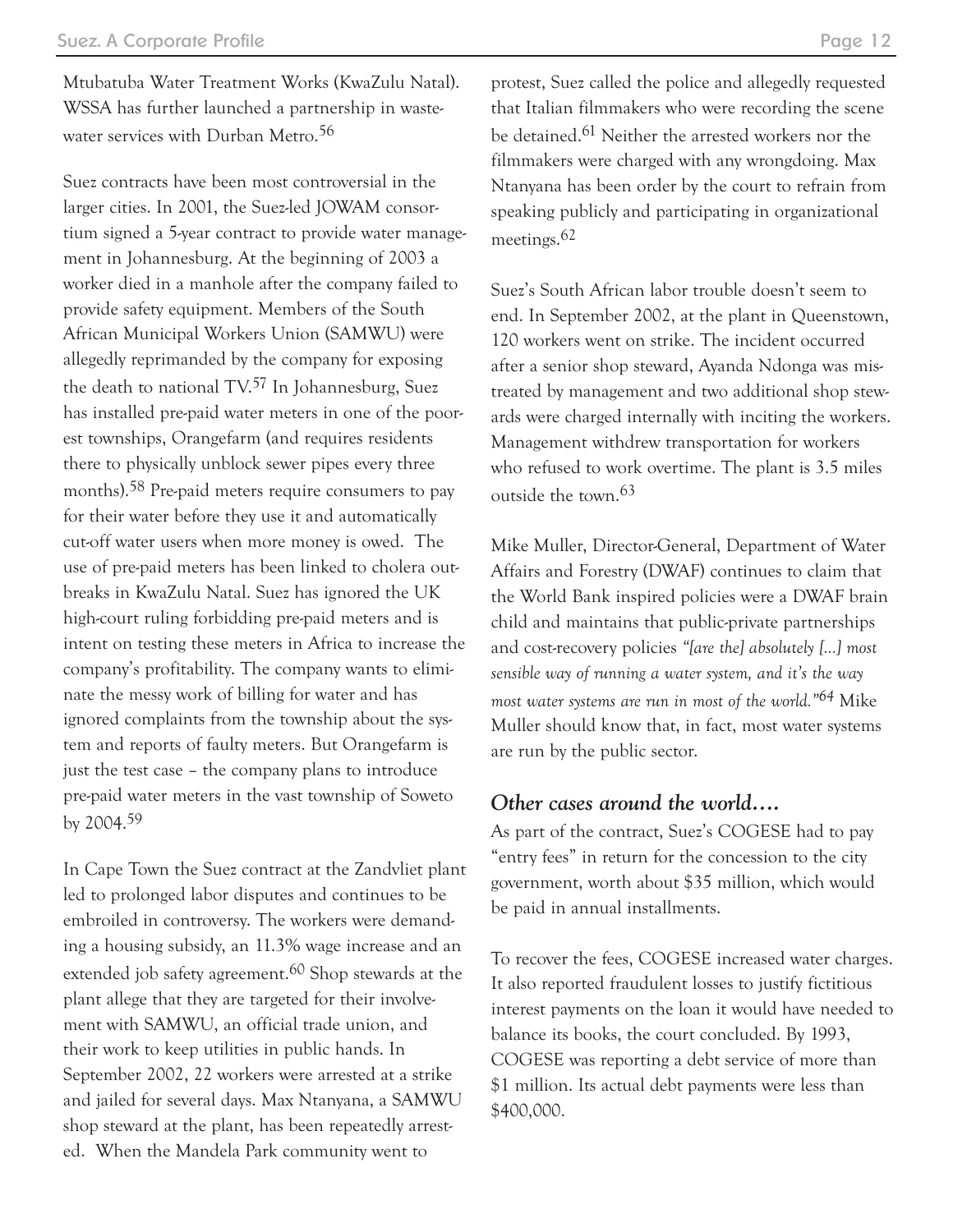Mtubatuba Water Treatment Works (KwaZulu Natal). WSSA has further launched a partnership in wastewater services with Durban Metro.[56]

Suez contracts have been most controversial in the larger cities. In 2001, the Suez-led JOWAM consortium signed a 5-year contract to provide water management in Johannesburg. At the beginning of 2003 a worker died in a manhole after the company failed to provide safety equipment. Members of the South African Municipal Workers Union (SAMWU) were allegedly reprimanded by the company for exposing the death to national TV.[57] In Johannesburg, Suez has installed pre-paid water meters in one of the poorest townships, Orangefarm (and requires residents there to physically unblock sewer pipes every three months).[58] Pre-paid meters require consumers to pay for their water before they use it and automatically cut-off water users when more money is owed. The use of pre-paid meters has been linked to cholera outbreaks in KwaZulu Natal. Suez has ignored the UK high-court ruling forbidding pre-paid meters and is intent on testing these meters in Africa to increase the company's profitability. The company wants to eliminate the messy work of billing for water and has ignored complaints from the township about the system and reports of faulty meters. But Orangefarm is just the test case – the company plans to introduce pre-paid water meters in the vast township of Soweto by 2004.[59]

In Cape Town the Suez contract at the Zandvliet plant led to prolonged labor disputes and continues to be embroiled in controversy. The workers were demanding a housing subsidy, an 11.3% wage increase and an extended job safety agreement.[60] Shop stewards at the plant allege that they are targeted for their involvement with SAMWU, an official trade union, and their work to keep utilities in public hands. In September 2002, 22 workers were arrested at a strike and jailed for several days. Max Ntanyana, a SAMWU shop steward at the plant, has been repeatedly arrested. When the Mandela Park community went to protest, Suez called the police and allegedly requested that Italian filmmakers who were recording the scene be detained.[61] Neither the arrested workers nor the filmmakers were charged with any wrongdoing. Max Ntanyana has been order by the court to refrain from speaking publicly and participating in organizational meetings.[62]

Suez's South African labor trouble doesn't seem to end. In September 2002, at the plant in Queenstown, 120 workers went on strike. The incident occurred after a senior shop steward, Ayanda Ndonga was mistreated by management and two additional shop stewards were charged internally with inciting the workers. Management withdrew transportation for workers who refused to work overtime. The plant is 3.5 miles outside the town.[63]

Mike Muller, Director-General, Department of Water Affairs and Forestry (DWAF) continues to claim that the World Bank inspired policies were a DWAF brain child and maintains that public-private partnerships and cost-recovery policies *"[are the] absolutely [...] most sensible way of running a water system, and it's the way most water systems are run in most of the world."*[64] Mike Muller should know that, in fact, most water systems are run by the public sector.

### *Other cases around the world….*

As part of the contract, Suez's COGESE had to pay "entry fees" in return for the concession to the city government, worth about $35 million, which would be paid in annual installments.

To recover the fees, COGESE increased water charges. It also reported fraudulent losses to justify fictitious interest payments on the loan it would have needed to balance its books, the court concluded. By 1993, COGESE was reporting a debt service of more than $1 million. Its actual debt payments were less than $400,000.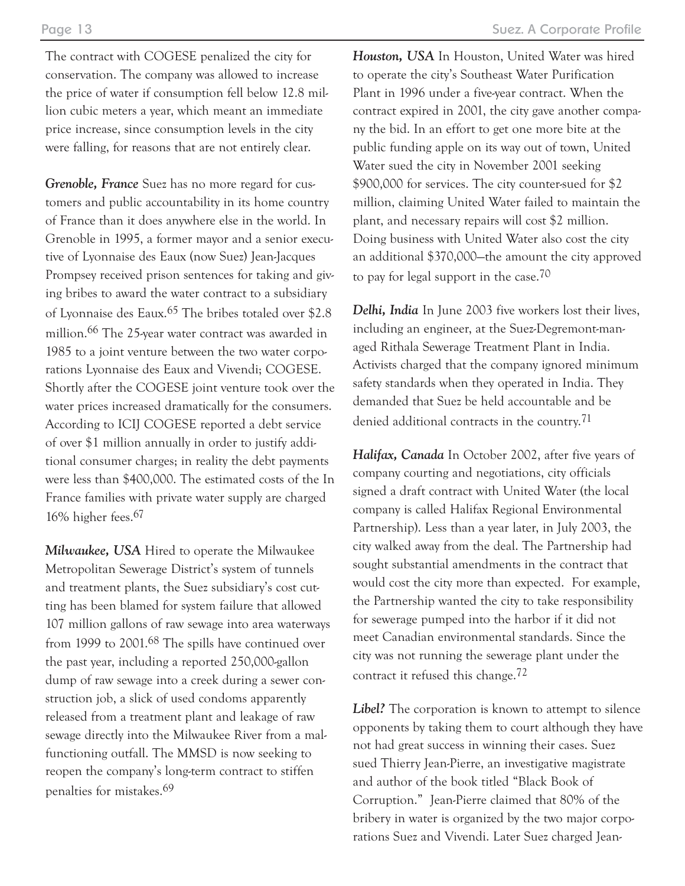The contract with COGESE penalized the city for conservation. The company was allowed to increase the price of water if consumption fell below 12.8 million cubic meters a year, which meant an immediate price increase, since consumption levels in the city were falling, for reasons that are not entirely clear.

***Grenoble, France*** Suez has no more regard for customers and public accountability in its home country of France than it does anywhere else in the world. In Grenoble in 1995, a former mayor and a senior executive of Lyonnaise des Eaux (now Suez) Jean-Jacques Prompsey received prison sentences for taking and giving bribes to award the water contract to a subsidiary of Lyonnaise des Eaux.[65] The bribes totaled over $2.8 million.[66] The 25-year water contract was awarded in 1985 to a joint venture between the two water corporations Lyonnaise des Eaux and Vivendi; COGESE. Shortly after the COGESE joint venture took over the water prices increased dramatically for the consumers. According to ICIJ COGESE reported a debt service of over $1 million annually in order to justify additional consumer charges; in reality the debt payments were less than $400,000. The estimated costs of the In France families with private water supply are charged 16% higher fees.[67]

***Milwaukee, USA*** Hired to operate the Milwaukee Metropolitan Sewerage District's system of tunnels and treatment plants, the Suez subsidiary's cost cutting has been blamed for system failure that allowed 107 million gallons of raw sewage into area waterways from 1999 to 2001.[68] The spills have continued over the past year, including a reported 250,000-gallon dump of raw sewage into a creek during a sewer construction job, a slick of used condoms apparently released from a treatment plant and leakage of raw sewage directly into the Milwaukee River from a malfunctioning outfall. The MMSD is now seeking to reopen the company's long-term contract to stiffen penalties for mistakes.[69]

***Houston, USA*** In Houston, United Water was hired to operate the city's Southeast Water Purification Plant in 1996 under a five-year contract. When the contract expired in 2001, the city gave another company the bid. In an effort to get one more bite at the public funding apple on its way out of town, United Water sued the city in November 2001 seeking $900,000 for services. The city counter-sued for $2 million, claiming United Water failed to maintain the plant, and necessary repairs will cost $2 million. Doing business with United Water also cost the city an additional $370,000—the amount the city approved to pay for legal support in the case.[70]

***Delhi, India*** In June 2003 five workers lost their lives, including an engineer, at the Suez-Degremont-managed Rithala Sewerage Treatment Plant in India. Activists charged that the company ignored minimum safety standards when they operated in India. They demanded that Suez be held accountable and be denied additional contracts in the country.[71]

***Halifax, Canada*** In October 2002, after five years of company courting and negotiations, city officials signed a draft contract with United Water (the local company is called Halifax Regional Environmental Partnership). Less than a year later, in July 2003, the city walked away from the deal. The Partnership had sought substantial amendments in the contract that would cost the city more than expected. For example, the Partnership wanted the city to take responsibility for sewerage pumped into the harbor if it did not meet Canadian environmental standards. Since the city was not running the sewerage plant under the contract it refused this change.[72]

***Libel?*** The corporation is known to attempt to silence opponents by taking them to court although they have not had great success in winning their cases. Suez sued Thierry Jean-Pierre, an investigative magistrate and author of the book titled "Black Book of Corruption." Jean-Pierre claimed that 80% of the bribery in water is organized by the two major corporations Suez and Vivendi. Later Suez charged Jean-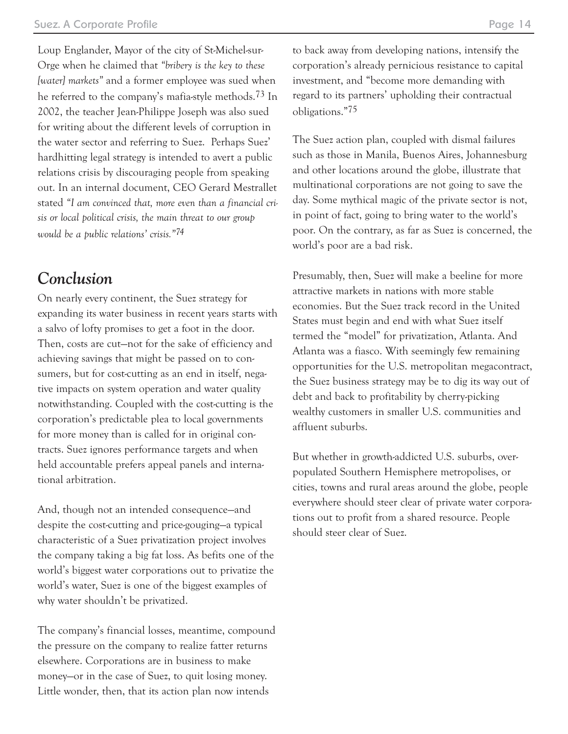Loup Englander, Mayor of the city of St-Michel-sur-Orge when he claimed that *"bribery is the key to these [water] markets"* and a former employee was sued when he referred to the company's mafia-style methods.[73] In 2002, the teacher Jean-Philippe Joseph was also sued for writing about the different levels of corruption in the water sector and referring to Suez. Perhaps Suez' hardhitting legal strategy is intended to avert a public relations crisis by discouraging people from speaking out. In an internal document, CEO Gerard Mestrallet stated *"I am convinced that, more even than a financial crisis or local political crisis, the main threat to our group would be a public relations' crisis."*[74]

## Conclusion

On nearly every continent, the Suez strategy for expanding its water business in recent years starts with a salvo of lofty promises to get a foot in the door. Then, costs are cut—not for the sake of efficiency and achieving savings that might be passed on to consumers, but for cost-cutting as an end in itself, negative impacts on system operation and water quality notwithstanding. Coupled with the cost-cutting is the corporation's predictable plea to local governments for more money than is called for in original contracts. Suez ignores performance targets and when held accountable prefers appeal panels and international arbitration.

And, though not an intended consequence—and despite the cost-cutting and price-gouging—a typical characteristic of a Suez privatization project involves the company taking a big fat loss. As befits one of the world's biggest water corporations out to privatize the world's water, Suez is one of the biggest examples of why water shouldn't be privatized.

The company's financial losses, meantime, compound the pressure on the company to realize fatter returns elsewhere. Corporations are in business to make money—or in the case of Suez, to quit losing money. Little wonder, then, that its action plan now intends to back away from developing nations, intensify the corporation's already pernicious resistance to capital investment, and "become more demanding with regard to its partners' upholding their contractual obligations."[75]

The Suez action plan, coupled with dismal failures such as those in Manila, Buenos Aires, Johannesburg and other locations around the globe, illustrate that multinational corporations are not going to save the day. Some mythical magic of the private sector is not, in point of fact, going to bring water to the world's poor. On the contrary, as far as Suez is concerned, the world's poor are a bad risk.

Presumably, then, Suez will make a beeline for more attractive markets in nations with more stable economies. But the Suez track record in the United States must begin and end with what Suez itself termed the "model" for privatization, Atlanta. And Atlanta was a fiasco. With seemingly few remaining opportunities for the U.S. metropolitan megacontract, the Suez business strategy may be to dig its way out of debt and back to profitability by cherry-picking wealthy customers in smaller U.S. communities and affluent suburbs.

But whether in growth-addicted U.S. suburbs, overpopulated Southern Hemisphere metropolises, or cities, towns and rural areas around the globe, people everywhere should steer clear of private water corporations out to profit from a shared resource. People should steer clear of Suez.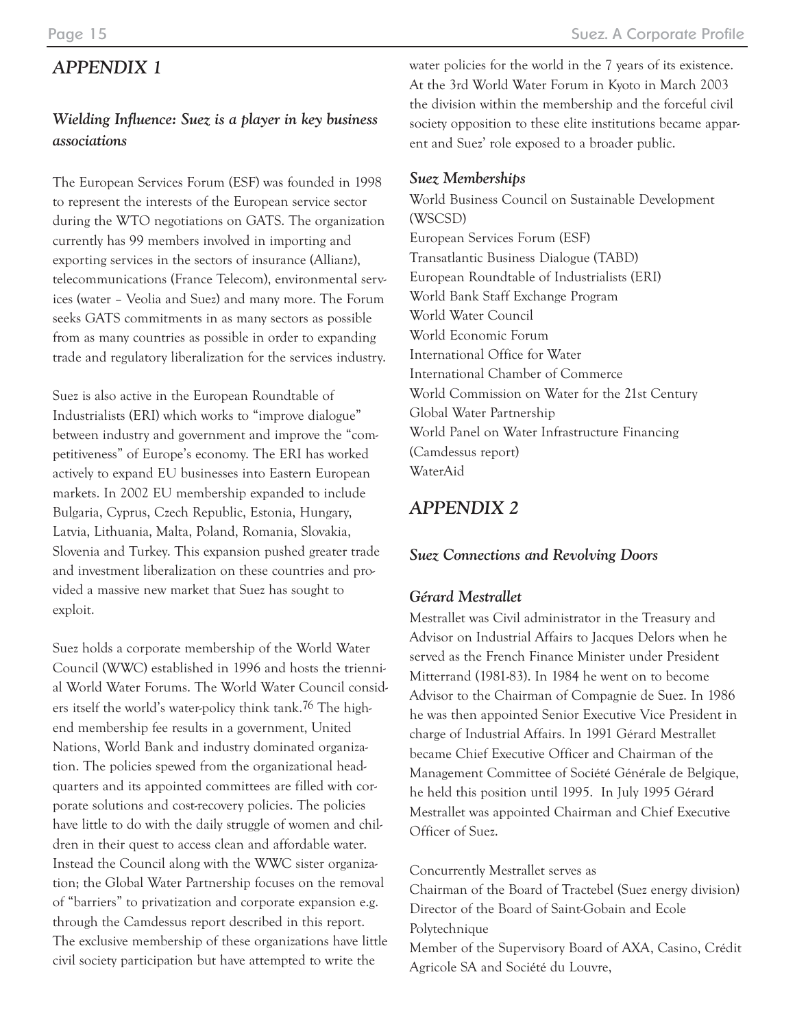# *APPENDIX 1*

### *Wielding Influence: Suez is a player in key business associations*

The European Services Forum (ESF) was founded in 1998 to represent the interests of the European service sector during the WTO negotiations on GATS. The organization currently has 99 members involved in importing and exporting services in the sectors of insurance (Allianz), telecommunications (France Telecom), environmental services (water – Veolia and Suez) and many more. The Forum seeks GATS commitments in as many sectors as possible from as many countries as possible in order to expanding trade and regulatory liberalization for the services industry.

Suez is also active in the European Roundtable of Industrialists (ERI) which works to "improve dialogue" between industry and government and improve the "competitiveness" of Europe's economy. The ERI has worked actively to expand EU businesses into Eastern European markets. In 2002 EU membership expanded to include Bulgaria, Cyprus, Czech Republic, Estonia, Hungary, Latvia, Lithuania, Malta, Poland, Romania, Slovakia, Slovenia and Turkey. This expansion pushed greater trade and investment liberalization on these countries and provided a massive new market that Suez has sought to exploit.

Suez holds a corporate membership of the World Water Council (WWC) established in 1996 and hosts the triennial World Water Forums. The World Water Council considers itself the world's water-policy think tank.[76] The high-end membership fee results in a government, United Nations, World Bank and industry dominated organization. The policies spewed from the organizational headquarters and its appointed committees are filled with corporate solutions and cost-recovery policies. The policies have little to do with the daily struggle of women and children in their quest to access clean and affordable water. Instead the Council along with the WWC sister organization; the Global Water Partnership focuses on the removal of "barriers" to privatization and corporate expansion e.g. through the Camdessus report described in this report. The exclusive membership of these organizations have little civil society participation but have attempted to write the water policies for the world in the 7 years of its existence. At the 3rd World Water Forum in Kyoto in March 2003 the division within the membership and the forceful civil society opposition to these elite institutions became apparent and Suez' role exposed to a broader public.

### *Suez Memberships*

World Business Council on Sustainable Development (WSCSD)
European Services Forum (ESF)
Transatlantic Business Dialogue (TABD)
European Roundtable of Industrialists (ERI)
World Bank Staff Exchange Program
World Water Council
World Economic Forum
International Office for Water
International Chamber of Commerce
World Commission on Water for the 21st Century
Global Water Partnership
World Panel on Water Infrastructure Financing (Camdessus report)
WaterAid

# *APPENDIX 2*

### *Suez Connections and Revolving Doors*

### *Gérard Mestrallet*

Mestrallet was Civil administrator in the Treasury and Advisor on Industrial Affairs to Jacques Delors when he served as the French Finance Minister under President Mitterrand (1981-83). In 1984 he went on to become Advisor to the Chairman of Compagnie de Suez. In 1986 he was then appointed Senior Executive Vice President in charge of Industrial Affairs. In 1991 Gérard Mestrallet became Chief Executive Officer and Chairman of the Management Committee of Société Générale de Belgique, he held this position until 1995. In July 1995 Gérard Mestrallet was appointed Chairman and Chief Executive Officer of Suez.

Concurrently Mestrallet serves as
Chairman of the Board of Tractebel (Suez energy division)
Director of the Board of Saint-Gobain and Ecole Polytechnique
Member of the Supervisory Board of AXA, Casino, Crédit Agricole SA and Société du Louvre,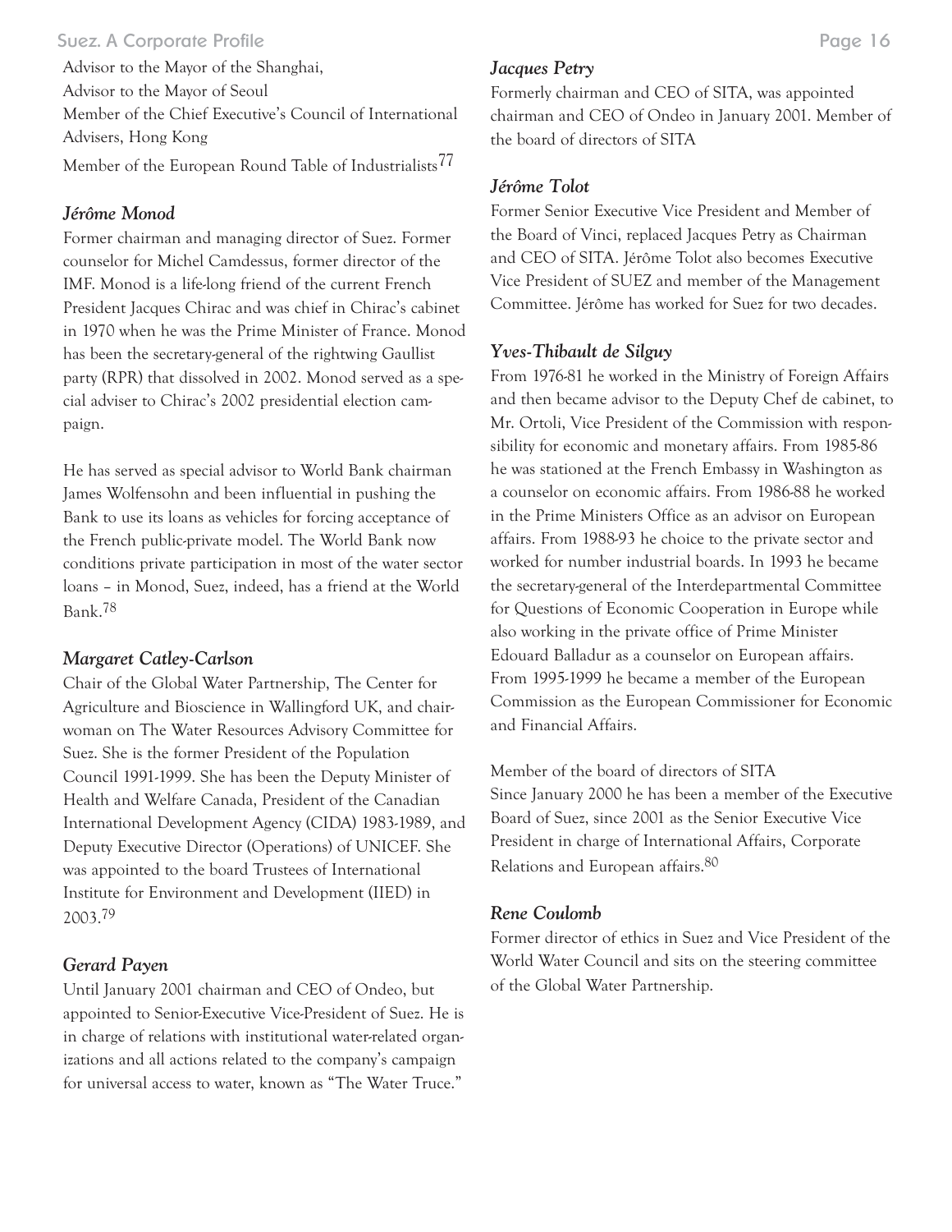Advisor to the Mayor of the Shanghai,
Advisor to the Mayor of Seoul
Member of the Chief Executive's Council of International Advisers, Hong Kong
Member of the European Round Table of Industrialists[77]

### *Jérôme Monod*

Former chairman and managing director of Suez. Former counselor for Michel Camdessus, former director of the IMF. Monod is a life-long friend of the current French President Jacques Chirac and was chief in Chirac's cabinet in 1970 when he was the Prime Minister of France. Monod has been the secretary-general of the rightwing Gaullist party (RPR) that dissolved in 2002. Monod served as a special adviser to Chirac's 2002 presidential election campaign.

He has served as special advisor to World Bank chairman James Wolfensohn and been influential in pushing the Bank to use its loans as vehicles for forcing acceptance of the French public-private model. The World Bank now conditions private participation in most of the water sector loans – in Monod, Suez, indeed, has a friend at the World Bank.[78]

### *Margaret Catley-Carlson*

Chair of the Global Water Partnership, The Center for Agriculture and Bioscience in Wallingford UK, and chairwoman on The Water Resources Advisory Committee for Suez. She is the former President of the Population Council 1991-1999. She has been the Deputy Minister of Health and Welfare Canada, President of the Canadian International Development Agency (CIDA) 1983-1989, and Deputy Executive Director (Operations) of UNICEF. She was appointed to the board Trustees of International Institute for Environment and Development (IIED) in 2003.[79]

### *Gerard Payen*

Until January 2001 chairman and CEO of Ondeo, but appointed to Senior-Executive Vice-President of Suez. He is in charge of relations with institutional water-related organizations and all actions related to the company's campaign for universal access to water, known as "The Water Truce."

### *Jacques Petry*

Formerly chairman and CEO of SITA, was appointed chairman and CEO of Ondeo in January 2001. Member of the board of directors of SITA

### *Jérôme Tolot*

Former Senior Executive Vice President and Member of the Board of Vinci, replaced Jacques Petry as Chairman and CEO of SITA. Jérôme Tolot also becomes Executive Vice President of SUEZ and member of the Management Committee. Jérôme has worked for Suez for two decades.

### *Yves-Thibault de Silguy*

From 1976-81 he worked in the Ministry of Foreign Affairs and then became advisor to the Deputy Chef de cabinet, to Mr. Ortoli, Vice President of the Commission with responsibility for economic and monetary affairs. From 1985-86 he was stationed at the French Embassy in Washington as a counselor on economic affairs. From 1986-88 he worked in the Prime Ministers Office as an advisor on European affairs. From 1988-93 he choice to the private sector and worked for number industrial boards. In 1993 he became the secretary-general of the Interdepartmental Committee for Questions of Economic Cooperation in Europe while also working in the private office of Prime Minister Edouard Balladur as a counselor on European affairs. From 1995-1999 he became a member of the European Commission as the European Commissioner for Economic and Financial Affairs.

Member of the board of directors of SITA
Since January 2000 he has been a member of the Executive Board of Suez, since 2001 as the Senior Executive Vice President in charge of International Affairs, Corporate Relations and European affairs.[80]

### *Rene Coulomb*

Former director of ethics in Suez and Vice President of the World Water Council and sits on the steering committee of the Global Water Partnership.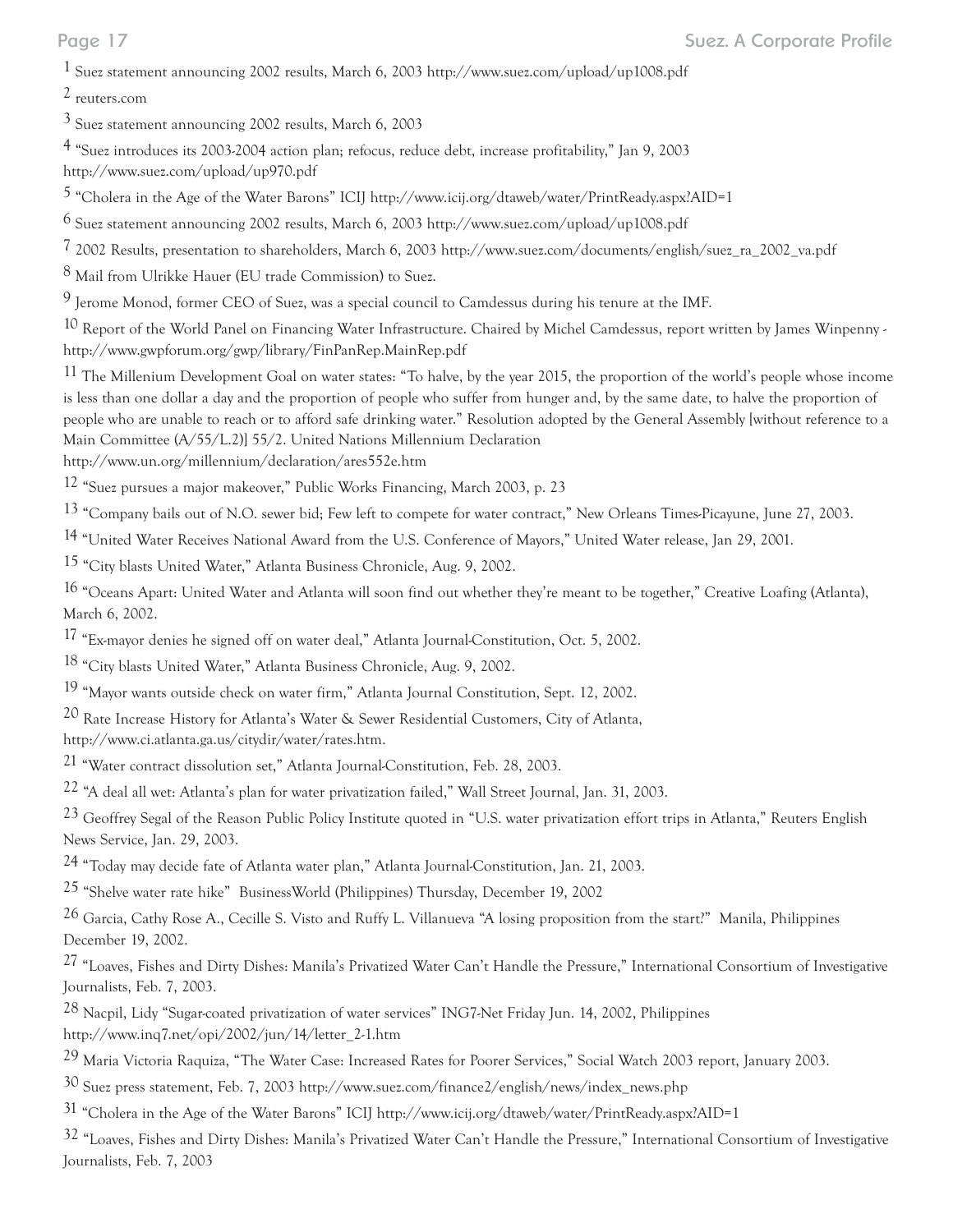[1] Suez statement announcing 2002 results, March 6, 2003 http://www.suez.com/upload/up1008.pdf

[2] reuters.com

[3] Suez statement announcing 2002 results, March 6, 2003

[4] "Suez introduces its 2003-2004 action plan; refocus, reduce debt, increase profitability," Jan 9, 2003 http://www.suez.com/upload/up970.pdf

[5] "Cholera in the Age of the Water Barons" ICIJ http://www.icij.org/dtaweb/water/PrintReady.aspx?AID=1

[6] Suez statement announcing 2002 results, March 6, 2003 http://www.suez.com/upload/up1008.pdf

[7] 2002 Results, presentation to shareholders, March 6, 2003 http://www.suez.com/documents/english/suez_ra_2002_va.pdf

[8] Mail from Ulrikke Hauer (EU trade Commission) to Suez.

[9] Jerome Monod, former CEO of Suez, was a special council to Camdessus during his tenure at the IMF.

[10] Report of the World Panel on Financing Water Infrastructure. Chaired by Michel Camdessus, report written by James Winpenny - http://www.gwpforum.org/gwp/library/FinPanRep.MainRep.pdf

[11] The Millenium Development Goal on water states: "To halve, by the year 2015, the proportion of the world's people whose income is less than one dollar a day and the proportion of people who suffer from hunger and, by the same date, to halve the proportion of people who are unable to reach or to afford safe drinking water." Resolution adopted by the General Assembly [without reference to a Main Committee (A/55/L.2)] 55/2. United Nations Millennium Declaration http://www.un.org/millennium/declaration/ares552e.htm

[12] "Suez pursues a major makeover," Public Works Financing, March 2003, p. 23

[13] "Company bails out of N.O. sewer bid; Few left to compete for water contract," New Orleans Times-Picayune, June 27, 2003.

[14] "United Water Receives National Award from the U.S. Conference of Mayors," United Water release, Jan 29, 2001.

[15] "City blasts United Water," Atlanta Business Chronicle, Aug. 9, 2002.

[16] "Oceans Apart: United Water and Atlanta will soon find out whether they're meant to be together," Creative Loafing (Atlanta), March 6, 2002.

[17] "Ex-mayor denies he signed off on water deal," Atlanta Journal-Constitution, Oct. 5, 2002.

[18] "City blasts United Water," Atlanta Business Chronicle, Aug. 9, 2002.

[19] "Mayor wants outside check on water firm," Atlanta Journal Constitution, Sept. 12, 2002.

[20] Rate Increase History for Atlanta's Water & Sewer Residential Customers, City of Atlanta, http://www.ci.atlanta.ga.us/citydir/water/rates.htm.

[21] "Water contract dissolution set," Atlanta Journal-Constitution, Feb. 28, 2003.

[22] "A deal all wet: Atlanta's plan for water privatization failed," Wall Street Journal, Jan. 31, 2003.

[23] Geoffrey Segal of the Reason Public Policy Institute quoted in "U.S. water privatization effort trips in Atlanta," Reuters English News Service, Jan. 29, 2003.

[24] "Today may decide fate of Atlanta water plan," Atlanta Journal-Constitution, Jan. 21, 2003.

[25] "Shelve water rate hike" BusinessWorld (Philippines) Thursday, December 19, 2002

[26] Garcia, Cathy Rose A., Cecille S. Visto and Ruffy L. Villanueva "A losing proposition from the start?" Manila, Philippines December 19, 2002.

[27] "Loaves, Fishes and Dirty Dishes: Manila's Privatized Water Can't Handle the Pressure," International Consortium of Investigative Journalists, Feb. 7, 2003.

[28] Nacpil, Lidy "Sugar-coated privatization of water services" ING7-Net Friday Jun. 14, 2002, Philippines http://www.inq7.net/opi/2002/jun/14/letter_2-1.htm

[29] Maria Victoria Raquiza, "The Water Case: Increased Rates for Poorer Services," Social Watch 2003 report, January 2003.

[30] Suez press statement, Feb. 7, 2003 http://www.suez.com/finance2/english/news/index_news.php

[31] "Cholera in the Age of the Water Barons" ICIJ http://www.icij.org/dtaweb/water/PrintReady.aspx?AID=1

[32] "Loaves, Fishes and Dirty Dishes: Manila's Privatized Water Can't Handle the Pressure," International Consortium of Investigative Journalists, Feb. 7, 2003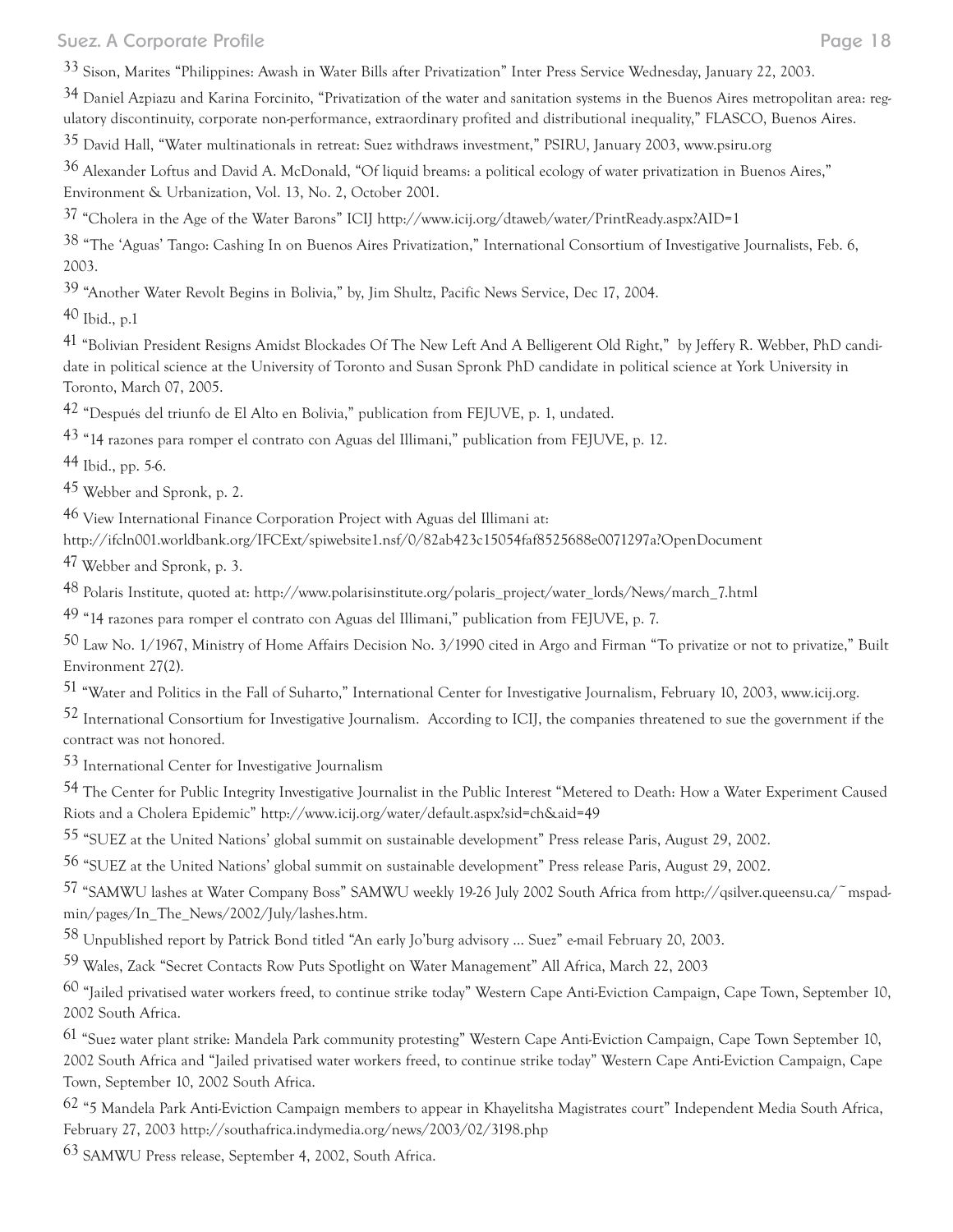[33] Sison, Marites "Philippines: Awash in Water Bills after Privatization" Inter Press Service Wednesday, January 22, 2003.

[34] Daniel Azpiazu and Karina Forcinito, "Privatization of the water and sanitation systems in the Buenos Aires metropolitan area: regulatory discontinuity, corporate non-performance, extraordinary profited and distributional inequality," FLASCO, Buenos Aires.

[35] David Hall, "Water multinationals in retreat: Suez withdraws investment," PSIRU, January 2003, www.psiru.org

[36] Alexander Loftus and David A. McDonald, "Of liquid breams: a political ecology of water privatization in Buenos Aires," Environment & Urbanization, Vol. 13, No. 2, October 2001.

[37] "Cholera in the Age of the Water Barons" ICIJ http://www.icij.org/dtaweb/water/PrintReady.aspx?AID=1

[38] "The 'Aguas' Tango: Cashing In on Buenos Aires Privatization," International Consortium of Investigative Journalists, Feb. 6, 2003.

[39] "Another Water Revolt Begins in Bolivia," by, Jim Shultz, Pacific News Service, Dec 17, 2004.

[40] Ibid., p.1

[41] "Bolivian President Resigns Amidst Blockades Of The New Left And A Belligerent Old Right," by Jeffery R. Webber, PhD candidate in political science at the University of Toronto and Susan Spronk PhD candidate in political science at York University in Toronto, March 07, 2005.

[42] "Después del triunfo de El Alto en Bolivia," publication from FEJUVE, p. 1, undated.

[43] "14 razones para romper el contrato con Aguas del Illimani," publication from FEJUVE, p. 12.

[44] Ibid., pp. 5-6.

[45] Webber and Spronk, p. 2.

[46] View International Finance Corporation Project with Aguas del Illimani at: http://ifcln001.worldbank.org/IFCExt/spiwebsite1.nsf/0/82ab423c15054faf8525688e0071297a?OpenDocument

[47] Webber and Spronk, p. 3.

[48] Polaris Institute, quoted at: http://www.polarisinstitute.org/polaris_project/water_lords/News/march_7.html

[49] "14 razones para romper el contrato con Aguas del Illimani," publication from FEJUVE, p. 7.

[50] Law No. 1/1967, Ministry of Home Affairs Decision No. 3/1990 cited in Argo and Firman "To privatize or not to privatize," Built Environment 27(2).

[51] "Water and Politics in the Fall of Suharto," International Center for Investigative Journalism, February 10, 2003, www.icij.org.

[52] International Consortium for Investigative Journalism. According to ICIJ, the companies threatened to sue the government if the contract was not honored.

[53] International Center for Investigative Journalism

[54] The Center for Public Integrity Investigative Journalist in the Public Interest "Metered to Death: How a Water Experiment Caused Riots and a Cholera Epidemic" http://www.icij.org/water/default.aspx?sid=ch&aid=49

[55] "SUEZ at the United Nations' global summit on sustainable development" Press release Paris, August 29, 2002.

[56] "SUEZ at the United Nations' global summit on sustainable development" Press release Paris, August 29, 2002.

[57] "SAMWU lashes at Water Company Boss" SAMWU weekly 19-26 July 2002 South Africa from http://qsilver.queensu.ca/~mspadmin/pages/In_The_News/2002/July/lashes.htm.

[58] Unpublished report by Patrick Bond titled "An early Jo'burg advisory ... Suez" e-mail February 20, 2003.

[59] Wales, Zack "Secret Contacts Row Puts Spotlight on Water Management" All Africa, March 22, 2003

[60] "Jailed privatised water workers freed, to continue strike today" Western Cape Anti-Eviction Campaign, Cape Town, September 10, 2002 South Africa.

[61] "Suez water plant strike: Mandela Park community protesting" Western Cape Anti-Eviction Campaign, Cape Town September 10, 2002 South Africa and "Jailed privatised water workers freed, to continue strike today" Western Cape Anti-Eviction Campaign, Cape Town, September 10, 2002 South Africa.

[62] "5 Mandela Park Anti-Eviction Campaign members to appear in Khayelitsha Magistrates court" Independent Media South Africa, February 27, 2003 http://southafrica.indymedia.org/news/2003/02/3198.php

[63] SAMWU Press release, September 4, 2002, South Africa.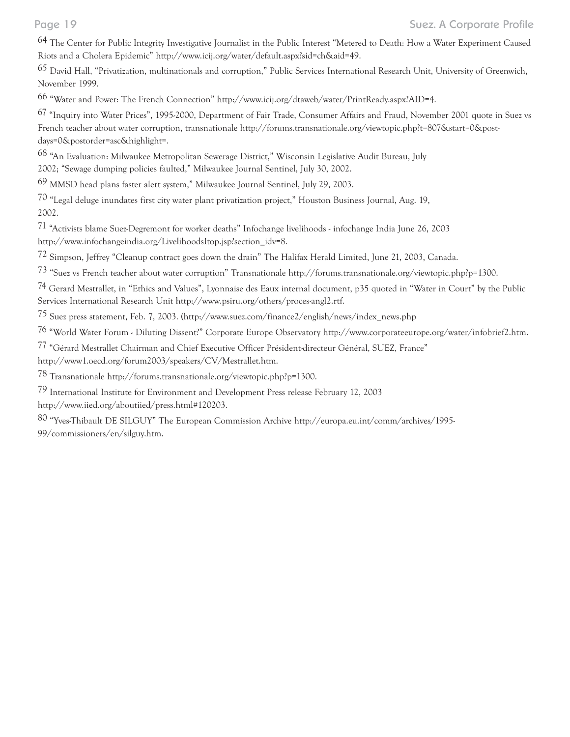64 The Center for Public Integrity Investigative Journalist in the Public Interest "Metered to Death: How a Water Experiment Caused Riots and a Cholera Epidemic" http://www.icij.org/water/default.aspx?sid=ch&aid=49.

65 David Hall, "Privatization, multinationals and corruption," Public Services International Research Unit, University of Greenwich, November 1999.

66 "Water and Power: The French Connection" http://www.icij.org/dtaweb/water/PrintReady.aspx?AID=4.

67 "Inquiry into Water Prices", 1995-2000, Department of Fair Trade, Consumer Affairs and Fraud, November 2001 quote in Suez vs French teacher about water corruption, transnationale http://forums.transnationale.org/viewtopic.php?t=807&start=0&postdays=0&postorder=asc&highlight=.

68 "An Evaluation: Milwaukee Metropolitan Sewerage District," Wisconsin Legislative Audit Bureau, July 2002; "Sewage dumping policies faulted," Milwaukee Journal Sentinel, July 30, 2002.

69 MMSD head plans faster alert system," Milwaukee Journal Sentinel, July 29, 2003.

70 "Legal deluge inundates first city water plant privatization project," Houston Business Journal, Aug. 19, 2002.

71 "Activists blame Suez-Degremont for worker deaths" Infochange livelihoods - infochange India June 26, 2003 http://www.infochangeindia.org/LivelihoodsItop.jsp?section_idv=8.

72 Simpson, Jeffrey "Cleanup contract goes down the drain" The Halifax Herald Limited, June 21, 2003, Canada.

73 "Suez vs French teacher about water corruption" Transnationale http://forums.transnationale.org/viewtopic.php?p=1300.

74 Gerard Mestrallet, in "Ethics and Values", Lyonnaise des Eaux internal document, p35 quoted in "Water in Court" by the Public Services International Research Unit http://www.psiru.org/others/proces-angl2.rtf.

75 Suez press statement, Feb. 7, 2003. (http://www.suez.com/finance2/english/news/index_news.php

76 "World Water Forum - Diluting Dissent?" Corporate Europe Observatory http://www.corporateeurope.org/water/infobrief2.htm.

77 "Gérard Mestrallet Chairman and Chief Executive Officer Président-directeur Général, SUEZ, France" http://www1.oecd.org/forum2003/speakers/CV/Mestrallet.htm.

78 Transnationale http://forums.transnationale.org/viewtopic.php?p=1300.

79 International Institute for Environment and Development Press release February 12, 2003 http://www.iied.org/aboutiied/press.html#120203.

80 "Yves-Thibault DE SILGUY" The European Commission Archive http://europa.eu.int/comm/archives/1995-99/commissioners/en/silguy.htm.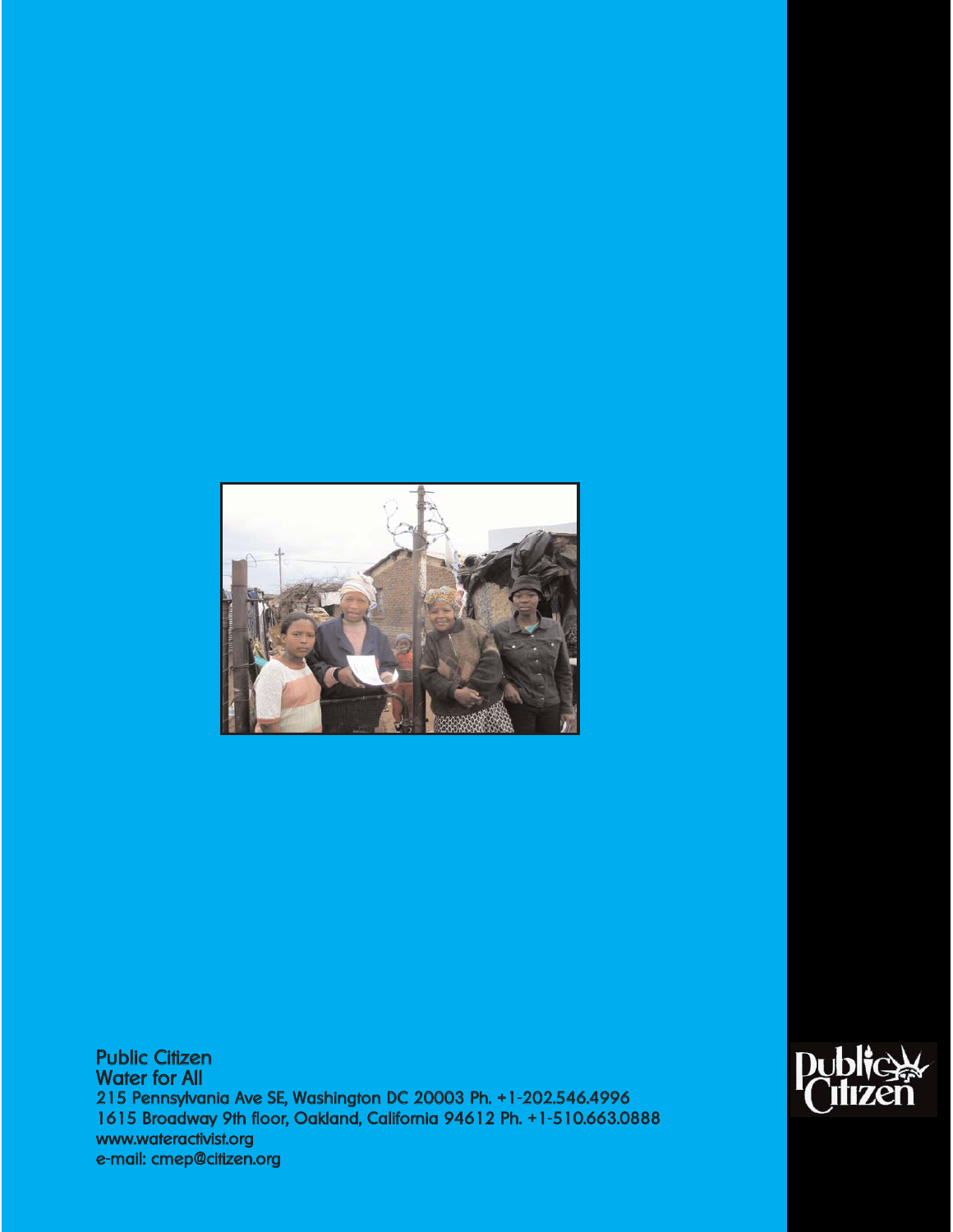**Public Citizen**
**Water for All**
215 Pennsylvania Ave SE, Washington DC 20003 Ph. +1-202.546.4996
1615 Broadway 9th floor, Oakland, California 94612 Ph. +1-510.663.0888
www.wateractivist.org
e-mail: cmep@citizen.org

Public Citizen